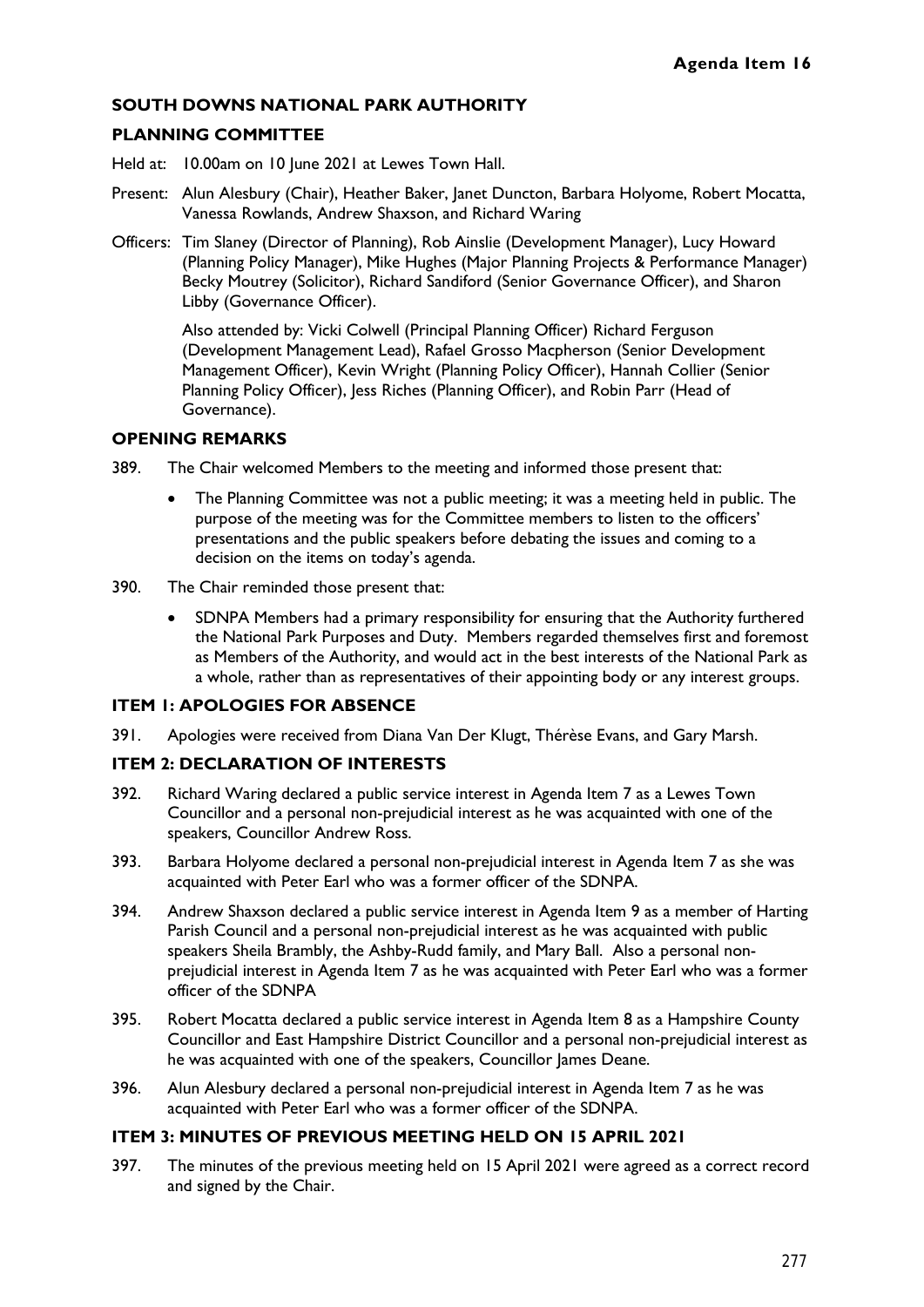**Agenda Item 16**

# SOUTH DOWNS NATIONAL PARK AUTHORITY

## PLANNING COMMITTEE

Held at: 10.00am on 10 June 2021 at Lewes Town Hall.

Present: Alun Alesbury (Chair), Heather Baker, Janet Duncton, Barbara Holyome, Robert Mocatta, Vanessa Rowlands, Andrew Shaxson, and Richard Waring

Officers: Tim Slaney (Director of Planning), Rob Ainslie (Development Manager), Lucy Howard (Planning Policy Manager), Mike Hughes (Major Planning Projects & Performance Manager) Becky Moutrey (Solicitor), Richard Sandiford (Senior Governance Officer), and Sharon Libby (Governance Officer).

Also attended by: Vicki Colwell (Principal Planning Officer) Richard Ferguson (Development Management Lead), Rafael Grosso Macpherson (Senior Development Management Officer), Kevin Wright (Planning Policy Officer), Hannah Collier (Senior Planning Policy Officer), Jess Riches (Planning Officer), and Robin Parr (Head of Governance).

## OPENING REMARKS

389. The Chair welcomed Members to the meeting and informed those present that:

- The Planning Committee was not a public meeting; it was a meeting held in public. The purpose of the meeting was for the Committee members to listen to the officers' presentations and the public speakers before debating the issues and coming to a decision on the items on today's agenda.

390. The Chair reminded those present that:

- SDNPA Members had a primary responsibility for ensuring that the Authority furthered the National Park Purposes and Duty. Members regarded themselves first and foremost as Members of the Authority, and would act in the best interests of the National Park as a whole, rather than as representatives of their appointing body or any interest groups.

## ITEM 1: APOLOGIES FOR ABSENCE

391. Apologies were received from Diana Van Der Klugt, Thérèse Evans, and Gary Marsh.

## ITEM 2: DECLARATION OF INTERESTS

392. Richard Waring declared a public service interest in Agenda Item 7 as a Lewes Town Councillor and a personal non-prejudicial interest as he was acquainted with one of the speakers, Councillor Andrew Ross.

393. Barbara Holyome declared a personal non-prejudicial interest in Agenda Item 7 as she was acquainted with Peter Earl who was a former officer of the SDNPA.

394. Andrew Shaxson declared a public service interest in Agenda Item 9 as a member of Harting Parish Council and a personal non-prejudicial interest as he was acquainted with public speakers Sheila Brambly, the Ashby-Rudd family, and Mary Ball. Also a personal non-prejudicial interest in Agenda Item 7 as he was acquainted with Peter Earl who was a former officer of the SDNPA

395. Robert Mocatta declared a public service interest in Agenda Item 8 as a Hampshire County Councillor and East Hampshire District Councillor and a personal non-prejudicial interest as he was acquainted with one of the speakers, Councillor James Deane.

396. Alun Alesbury declared a personal non-prejudicial interest in Agenda Item 7 as he was acquainted with Peter Earl who was a former officer of the SDNPA.

## ITEM 3: MINUTES OF PREVIOUS MEETING HELD ON 15 APRIL 2021

397. The minutes of the previous meeting held on 15 April 2021 were agreed as a correct record and signed by the Chair.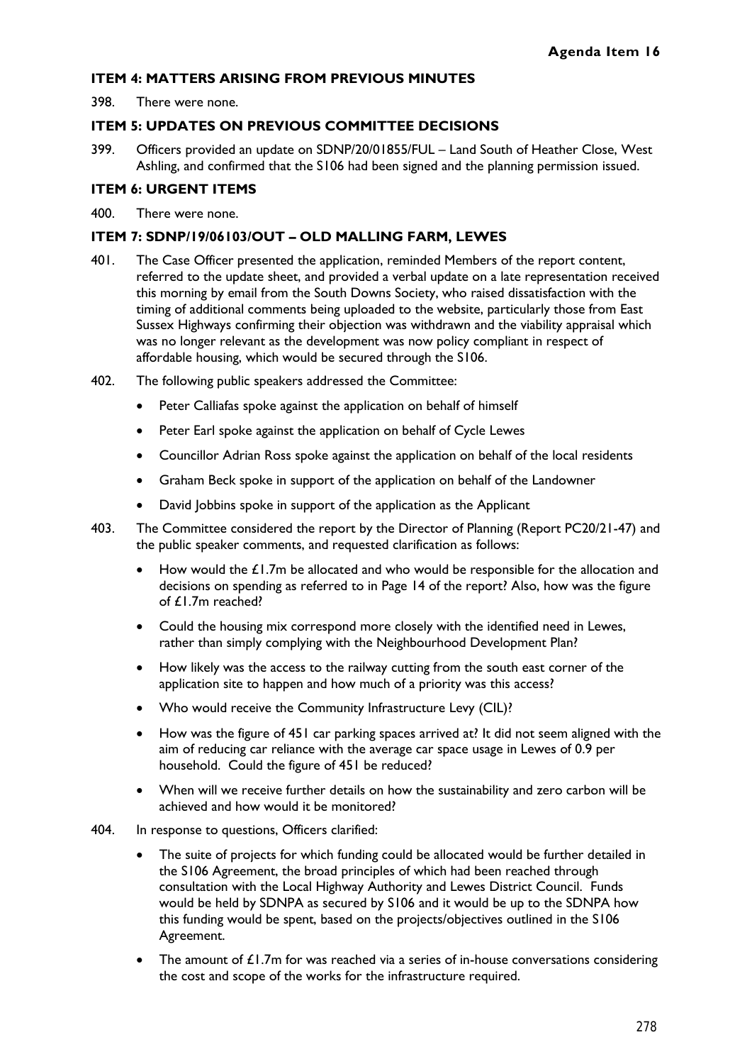**Agenda Item 16**

### ITEM 4: MATTERS ARISING FROM PREVIOUS MINUTES

398. There were none.

### ITEM 5: UPDATES ON PREVIOUS COMMITTEE DECISIONS

399. Officers provided an update on SDNP/20/01855/FUL – Land South of Heather Close, West Ashling, and confirmed that the S106 had been signed and the planning permission issued.

### ITEM 6: URGENT ITEMS

400. There were none.

### ITEM 7: SDNP/19/06103/OUT – OLD MALLING FARM, LEWES

401. The Case Officer presented the application, reminded Members of the report content, referred to the update sheet, and provided a verbal update on a late representation received this morning by email from the South Downs Society, who raised dissatisfaction with the timing of additional comments being uploaded to the website, particularly those from East Sussex Highways confirming their objection was withdrawn and the viability appraisal which was no longer relevant as the development was now policy compliant in respect of affordable housing, which would be secured through the S106.

402. The following public speakers addressed the Committee:

- Peter Calliafas spoke against the application on behalf of himself
- Peter Earl spoke against the application on behalf of Cycle Lewes
- Councillor Adrian Ross spoke against the application on behalf of the local residents
- Graham Beck spoke in support of the application on behalf of the Landowner
- David Jobbins spoke in support of the application as the Applicant

403. The Committee considered the report by the Director of Planning (Report PC20/21-47) and the public speaker comments, and requested clarification as follows:

- How would the £1.7m be allocated and who would be responsible for the allocation and decisions on spending as referred to in Page 14 of the report? Also, how was the figure of £1.7m reached?
- Could the housing mix correspond more closely with the identified need in Lewes, rather than simply complying with the Neighbourhood Development Plan?
- How likely was the access to the railway cutting from the south east corner of the application site to happen and how much of a priority was this access?
- Who would receive the Community Infrastructure Levy (CIL)?
- How was the figure of 451 car parking spaces arrived at? It did not seem aligned with the aim of reducing car reliance with the average car space usage in Lewes of 0.9 per household. Could the figure of 451 be reduced?
- When will we receive further details on how the sustainability and zero carbon will be achieved and how would it be monitored?

404. In response to questions, Officers clarified:

- The suite of projects for which funding could be allocated would be further detailed in the S106 Agreement, the broad principles of which had been reached through consultation with the Local Highway Authority and Lewes District Council. Funds would be held by SDNPA as secured by S106 and it would be up to the SDNPA how this funding would be spent, based on the projects/objectives outlined in the S106 Agreement.
- The amount of £1.7m for was reached via a series of in-house conversations considering the cost and scope of the works for the infrastructure required.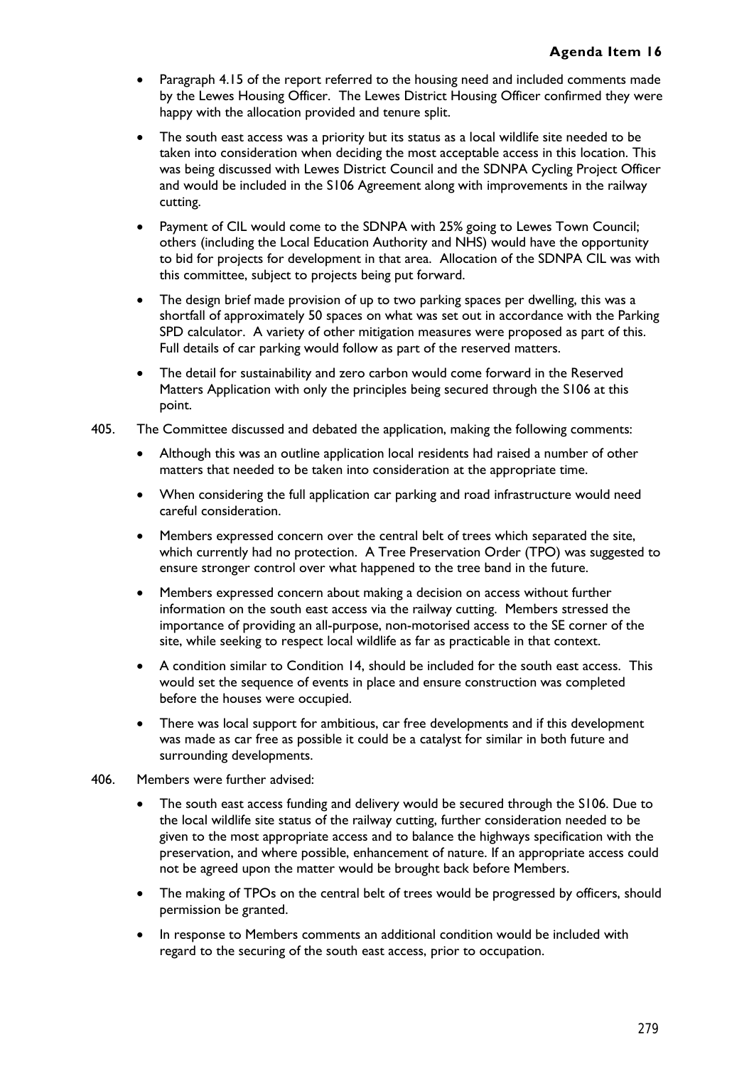- Paragraph 4.15 of the report referred to the housing need and included comments made by the Lewes Housing Officer. The Lewes District Housing Officer confirmed they were happy with the allocation provided and tenure split.
- The south east access was a priority but its status as a local wildlife site needed to be taken into consideration when deciding the most acceptable access in this location. This was being discussed with Lewes District Council and the SDNPA Cycling Project Officer and would be included in the S106 Agreement along with improvements in the railway cutting.
- Payment of CIL would come to the SDNPA with 25% going to Lewes Town Council; others (including the Local Education Authority and NHS) would have the opportunity to bid for projects for development in that area. Allocation of the SDNPA CIL was with this committee, subject to projects being put forward.
- The design brief made provision of up to two parking spaces per dwelling, this was a shortfall of approximately 50 spaces on what was set out in accordance with the Parking SPD calculator. A variety of other mitigation measures were proposed as part of this. Full details of car parking would follow as part of the reserved matters.
- The detail for sustainability and zero carbon would come forward in the Reserved Matters Application with only the principles being secured through the S106 at this point.

405. The Committee discussed and debated the application, making the following comments:

- Although this was an outline application local residents had raised a number of other matters that needed to be taken into consideration at the appropriate time.
- When considering the full application car parking and road infrastructure would need careful consideration.
- Members expressed concern over the central belt of trees which separated the site, which currently had no protection. A Tree Preservation Order (TPO) was suggested to ensure stronger control over what happened to the tree band in the future.
- Members expressed concern about making a decision on access without further information on the south east access via the railway cutting. Members stressed the importance of providing an all-purpose, non-motorised access to the SE corner of the site, while seeking to respect local wildlife as far as practicable in that context.
- A condition similar to Condition 14, should be included for the south east access. This would set the sequence of events in place and ensure construction was completed before the houses were occupied.
- There was local support for ambitious, car free developments and if this development was made as car free as possible it could be a catalyst for similar in both future and surrounding developments.

406. Members were further advised:

- The south east access funding and delivery would be secured through the S106. Due to the local wildlife site status of the railway cutting, further consideration needed to be given to the most appropriate access and to balance the highways specification with the preservation, and where possible, enhancement of nature. If an appropriate access could not be agreed upon the matter would be brought back before Members.
- The making of TPOs on the central belt of trees would be progressed by officers, should permission be granted.
- In response to Members comments an additional condition would be included with regard to the securing of the south east access, prior to occupation.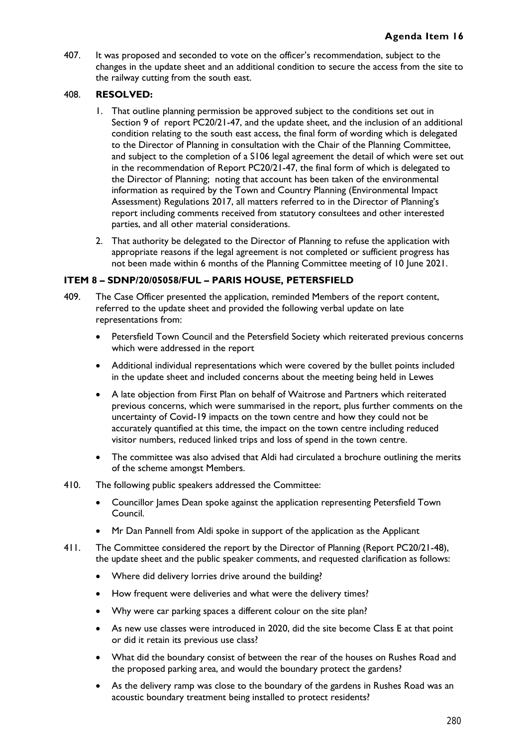407. It was proposed and seconded to vote on the officer's recommendation, subject to the changes in the update sheet and an additional condition to secure the access from the site to the railway cutting from the south east.

408. **RESOLVED:**

1. That outline planning permission be approved subject to the conditions set out in Section 9 of report PC20/21-47, and the update sheet, and the inclusion of an additional condition relating to the south east access, the final form of wording which is delegated to the Director of Planning in consultation with the Chair of the Planning Committee, and subject to the completion of a S106 legal agreement the detail of which were set out in the recommendation of Report PC20/21-47, the final form of which is delegated to the Director of Planning; noting that account has been taken of the environmental information as required by the Town and Country Planning (Environmental Impact Assessment) Regulations 2017, all matters referred to in the Director of Planning's report including comments received from statutory consultees and other interested parties, and all other material considerations.
2. That authority be delegated to the Director of Planning to refuse the application with appropriate reasons if the legal agreement is not completed or sufficient progress has not been made within 6 months of the Planning Committee meeting of 10 June 2021.

**ITEM 8 – SDNP/20/05058/FUL – PARIS HOUSE, PETERSFIELD**

409. The Case Officer presented the application, reminded Members of the report content, referred to the update sheet and provided the following verbal update on late representations from:

- Petersfield Town Council and the Petersfield Society which reiterated previous concerns which were addressed in the report
- Additional individual representations which were covered by the bullet points included in the update sheet and included concerns about the meeting being held in Lewes
- A late objection from First Plan on behalf of Waitrose and Partners which reiterated previous concerns, which were summarised in the report, plus further comments on the uncertainty of Covid-19 impacts on the town centre and how they could not be accurately quantified at this time, the impact on the town centre including reduced visitor numbers, reduced linked trips and loss of spend in the town centre.
- The committee was also advised that Aldi had circulated a brochure outlining the merits of the scheme amongst Members.

410. The following public speakers addressed the Committee:

- Councillor James Dean spoke against the application representing Petersfield Town Council.
- Mr Dan Pannell from Aldi spoke in support of the application as the Applicant

411. The Committee considered the report by the Director of Planning (Report PC20/21-48), the update sheet and the public speaker comments, and requested clarification as follows:

- Where did delivery lorries drive around the building?
- How frequent were deliveries and what were the delivery times?
- Why were car parking spaces a different colour on the site plan?
- As new use classes were introduced in 2020, did the site become Class E at that point or did it retain its previous use class?
- What did the boundary consist of between the rear of the houses on Rushes Road and the proposed parking area, and would the boundary protect the gardens?
- As the delivery ramp was close to the boundary of the gardens in Rushes Road was an acoustic boundary treatment being installed to protect residents?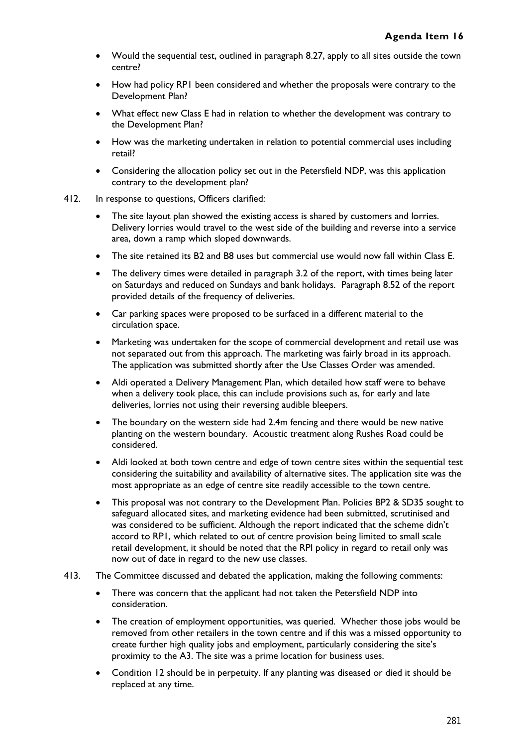- Would the sequential test, outlined in paragraph 8.27, apply to all sites outside the town centre?
- How had policy RP1 been considered and whether the proposals were contrary to the Development Plan?
- What effect new Class E had in relation to whether the development was contrary to the Development Plan?
- How was the marketing undertaken in relation to potential commercial uses including retail?
- Considering the allocation policy set out in the Petersfield NDP, was this application contrary to the development plan?

412. In response to questions, Officers clarified:

- The site layout plan showed the existing access is shared by customers and lorries. Delivery lorries would travel to the west side of the building and reverse into a service area, down a ramp which sloped downwards.
- The site retained its B2 and B8 uses but commercial use would now fall within Class E.
- The delivery times were detailed in paragraph 3.2 of the report, with times being later on Saturdays and reduced on Sundays and bank holidays. Paragraph 8.52 of the report provided details of the frequency of deliveries.
- Car parking spaces were proposed to be surfaced in a different material to the circulation space.
- Marketing was undertaken for the scope of commercial development and retail use was not separated out from this approach. The marketing was fairly broad in its approach. The application was submitted shortly after the Use Classes Order was amended.
- Aldi operated a Delivery Management Plan, which detailed how staff were to behave when a delivery took place, this can include provisions such as, for early and late deliveries, lorries not using their reversing audible bleepers.
- The boundary on the western side had 2.4m fencing and there would be new native planting on the western boundary. Acoustic treatment along Rushes Road could be considered.
- Aldi looked at both town centre and edge of town centre sites within the sequential test considering the suitability and availability of alternative sites. The application site was the most appropriate as an edge of centre site readily accessible to the town centre.
- This proposal was not contrary to the Development Plan. Policies BP2 & SD35 sought to safeguard allocated sites, and marketing evidence had been submitted, scrutinised and was considered to be sufficient. Although the report indicated that the scheme didn't accord to RP1, which related to out of centre provision being limited to small scale retail development, it should be noted that the RPI policy in regard to retail only was now out of date in regard to the new use classes.

413. The Committee discussed and debated the application, making the following comments:

- There was concern that the applicant had not taken the Petersfield NDP into consideration.
- The creation of employment opportunities, was queried. Whether those jobs would be removed from other retailers in the town centre and if this was a missed opportunity to create further high quality jobs and employment, particularly considering the site's proximity to the A3. The site was a prime location for business uses.
- Condition 12 should be in perpetuity. If any planting was diseased or died it should be replaced at any time.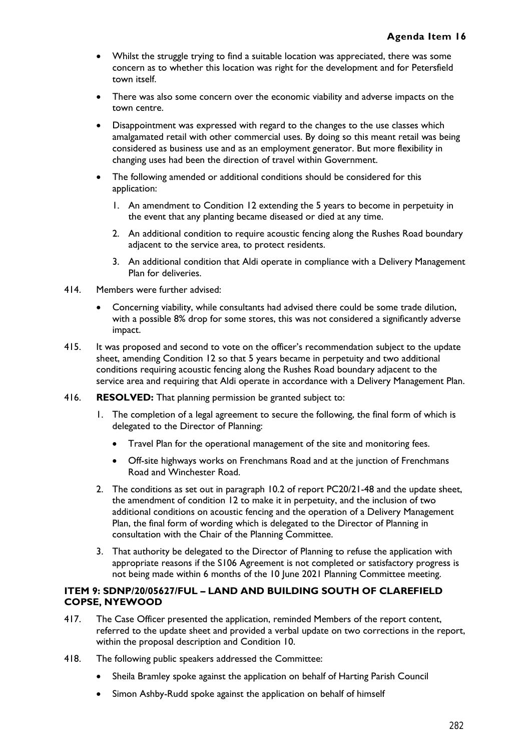- Whilst the struggle trying to find a suitable location was appreciated, there was some concern as to whether this location was right for the development and for Petersfield town itself.
- There was also some concern over the economic viability and adverse impacts on the town centre.
- Disappointment was expressed with regard to the changes to the use classes which amalgamated retail with other commercial uses. By doing so this meant retail was being considered as business use and as an employment generator. But more flexibility in changing uses had been the direction of travel within Government.
- The following amended or additional conditions should be considered for this application:
  1. An amendment to Condition 12 extending the 5 years to become in perpetuity in the event that any planting became diseased or died at any time.
  2. An additional condition to require acoustic fencing along the Rushes Road boundary adjacent to the service area, to protect residents.
  3. An additional condition that Aldi operate in compliance with a Delivery Management Plan for deliveries.

414. Members were further advised:

- Concerning viability, while consultants had advised there could be some trade dilution, with a possible 8% drop for some stores, this was not considered a significantly adverse impact.

415. It was proposed and second to vote on the officer's recommendation subject to the update sheet, amending Condition 12 so that 5 years became in perpetuity and two additional conditions requiring acoustic fencing along the Rushes Road boundary adjacent to the service area and requiring that Aldi operate in accordance with a Delivery Management Plan.

416. **RESOLVED:** That planning permission be granted subject to:

1. The completion of a legal agreement to secure the following, the final form of which is delegated to the Director of Planning:
   - Travel Plan for the operational management of the site and monitoring fees.
   - Off-site highways works on Frenchmans Road and at the junction of Frenchmans Road and Winchester Road.
2. The conditions as set out in paragraph 10.2 of report PC20/21-48 and the update sheet, the amendment of condition 12 to make it in perpetuity, and the inclusion of two additional conditions on acoustic fencing and the operation of a Delivery Management Plan, the final form of wording which is delegated to the Director of Planning in consultation with the Chair of the Planning Committee.
3. That authority be delegated to the Director of Planning to refuse the application with appropriate reasons if the S106 Agreement is not completed or satisfactory progress is not being made within 6 months of the 10 June 2021 Planning Committee meeting.

### ITEM 9: SDNP/20/05627/FUL – LAND AND BUILDING SOUTH OF CLAREFIELD COPSE, NYEWOOD

417. The Case Officer presented the application, reminded Members of the report content, referred to the update sheet and provided a verbal update on two corrections in the report, within the proposal description and Condition 10.

418. The following public speakers addressed the Committee:

- Sheila Bramley spoke against the application on behalf of Harting Parish Council
- Simon Ashby-Rudd spoke against the application on behalf of himself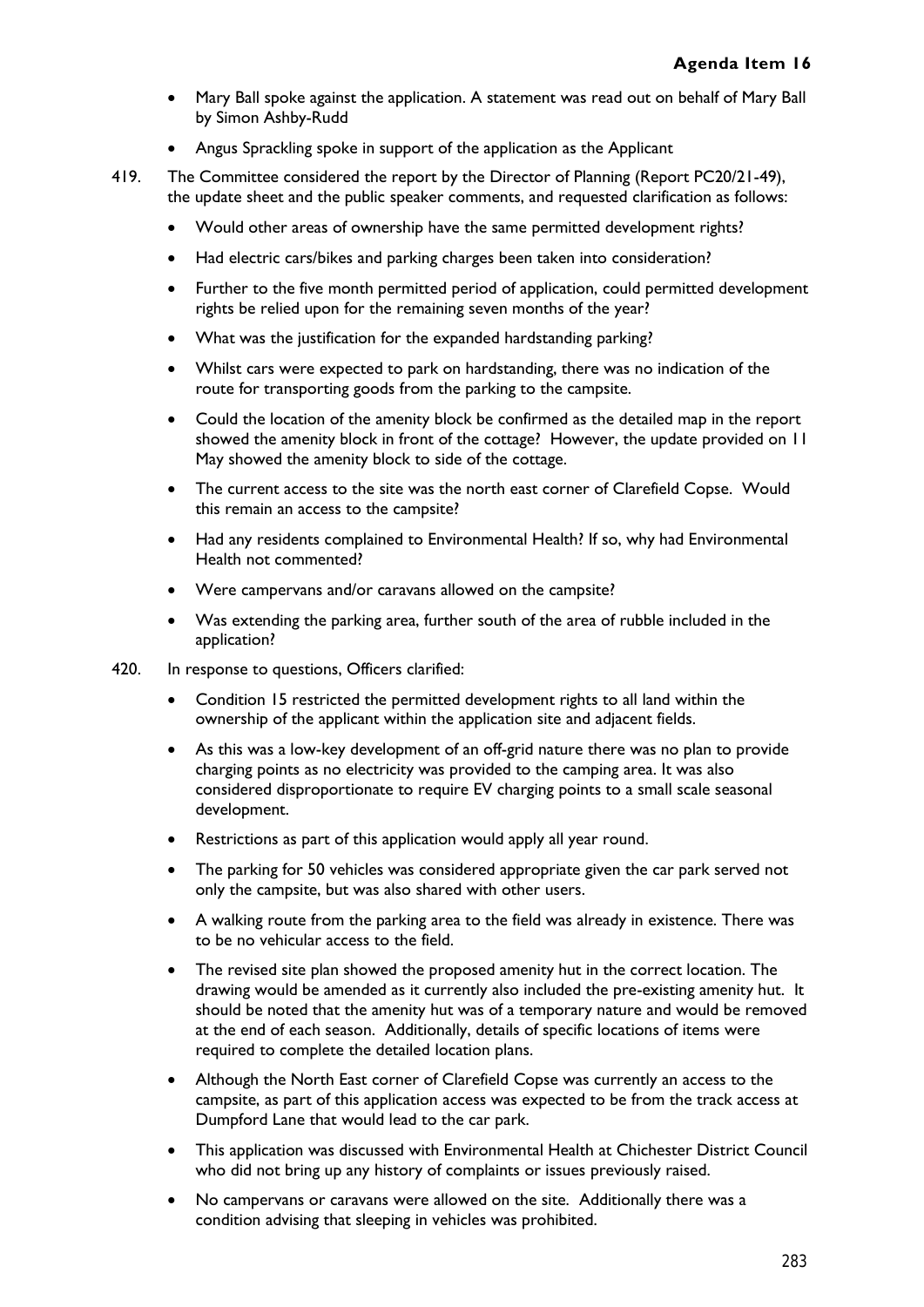- Mary Ball spoke against the application. A statement was read out on behalf of Mary Ball by Simon Ashby-Rudd
- Angus Sprackling spoke in support of the application as the Applicant

419. The Committee considered the report by the Director of Planning (Report PC20/21-49), the update sheet and the public speaker comments, and requested clarification as follows:

- Would other areas of ownership have the same permitted development rights?
- Had electric cars/bikes and parking charges been taken into consideration?
- Further to the five month permitted period of application, could permitted development rights be relied upon for the remaining seven months of the year?
- What was the justification for the expanded hardstanding parking?
- Whilst cars were expected to park on hardstanding, there was no indication of the route for transporting goods from the parking to the campsite.
- Could the location of the amenity block be confirmed as the detailed map in the report showed the amenity block in front of the cottage? However, the update provided on 11 May showed the amenity block to side of the cottage.
- The current access to the site was the north east corner of Clarefield Copse. Would this remain an access to the campsite?
- Had any residents complained to Environmental Health? If so, why had Environmental Health not commented?
- Were campervans and/or caravans allowed on the campsite?
- Was extending the parking area, further south of the area of rubble included in the application?

420. In response to questions, Officers clarified:

- Condition 15 restricted the permitted development rights to all land within the ownership of the applicant within the application site and adjacent fields.
- As this was a low-key development of an off-grid nature there was no plan to provide charging points as no electricity was provided to the camping area. It was also considered disproportionate to require EV charging points to a small scale seasonal development.
- Restrictions as part of this application would apply all year round.
- The parking for 50 vehicles was considered appropriate given the car park served not only the campsite, but was also shared with other users.
- A walking route from the parking area to the field was already in existence. There was to be no vehicular access to the field.
- The revised site plan showed the proposed amenity hut in the correct location. The drawing would be amended as it currently also included the pre-existing amenity hut. It should be noted that the amenity hut was of a temporary nature and would be removed at the end of each season. Additionally, details of specific locations of items were required to complete the detailed location plans.
- Although the North East corner of Clarefield Copse was currently an access to the campsite, as part of this application access was expected to be from the track access at Dumpford Lane that would lead to the car park.
- This application was discussed with Environmental Health at Chichester District Council who did not bring up any history of complaints or issues previously raised.
- No campervans or caravans were allowed on the site. Additionally there was a condition advising that sleeping in vehicles was prohibited.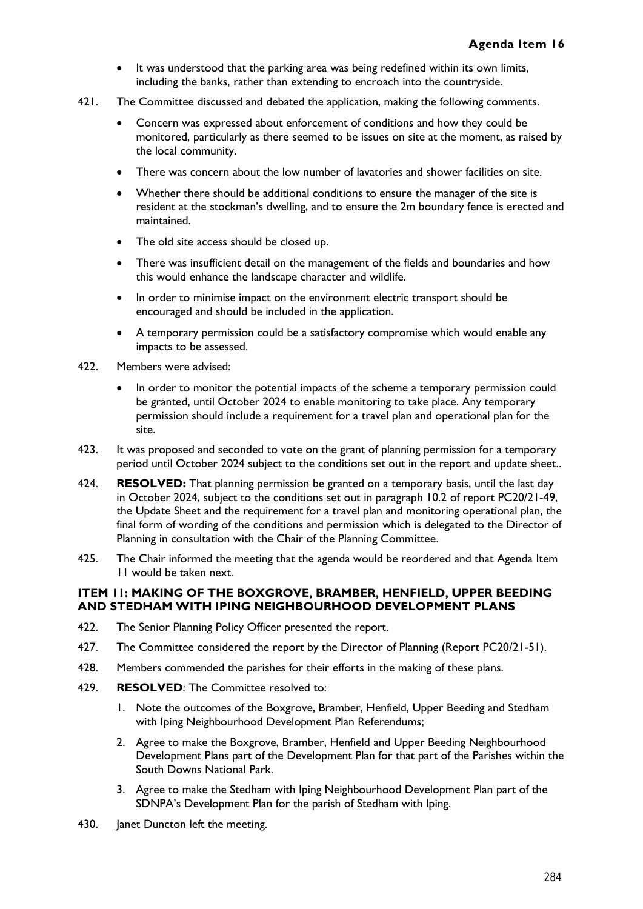- It was understood that the parking area was being redefined within its own limits, including the banks, rather than extending to encroach into the countryside.

421. The Committee discussed and debated the application, making the following comments.

- Concern was expressed about enforcement of conditions and how they could be monitored, particularly as there seemed to be issues on site at the moment, as raised by the local community.
- There was concern about the low number of lavatories and shower facilities on site.
- Whether there should be additional conditions to ensure the manager of the site is resident at the stockman's dwelling, and to ensure the 2m boundary fence is erected and maintained.
- The old site access should be closed up.
- There was insufficient detail on the management of the fields and boundaries and how this would enhance the landscape character and wildlife.
- In order to minimise impact on the environment electric transport should be encouraged and should be included in the application.
- A temporary permission could be a satisfactory compromise which would enable any impacts to be assessed.

422. Members were advised:

- In order to monitor the potential impacts of the scheme a temporary permission could be granted, until October 2024 to enable monitoring to take place. Any temporary permission should include a requirement for a travel plan and operational plan for the site.

423. It was proposed and seconded to vote on the grant of planning permission for a temporary period until October 2024 subject to the conditions set out in the report and update sheet..

424. **RESOLVED:** That planning permission be granted on a temporary basis, until the last day in October 2024, subject to the conditions set out in paragraph 10.2 of report PC20/21-49, the Update Sheet and the requirement for a travel plan and monitoring operational plan, the final form of wording of the conditions and permission which is delegated to the Director of Planning in consultation with the Chair of the Planning Committee.

425. The Chair informed the meeting that the agenda would be reordered and that Agenda Item 11 would be taken next.

### ITEM 11: MAKING OF THE BOXGROVE, BRAMBER, HENFIELD, UPPER BEEDING AND STEDHAM WITH IPING NEIGHBOURHOOD DEVELOPMENT PLANS

422. The Senior Planning Policy Officer presented the report.

427. The Committee considered the report by the Director of Planning (Report PC20/21-51).

428. Members commended the parishes for their efforts in the making of these plans.

429. **RESOLVED**: The Committee resolved to:

1. Note the outcomes of the Boxgrove, Bramber, Henfield, Upper Beeding and Stedham with Iping Neighbourhood Development Plan Referendums;
2. Agree to make the Boxgrove, Bramber, Henfield and Upper Beeding Neighbourhood Development Plans part of the Development Plan for that part of the Parishes within the South Downs National Park.
3. Agree to make the Stedham with Iping Neighbourhood Development Plan part of the SDNPA's Development Plan for the parish of Stedham with Iping.

430. Janet Duncton left the meeting.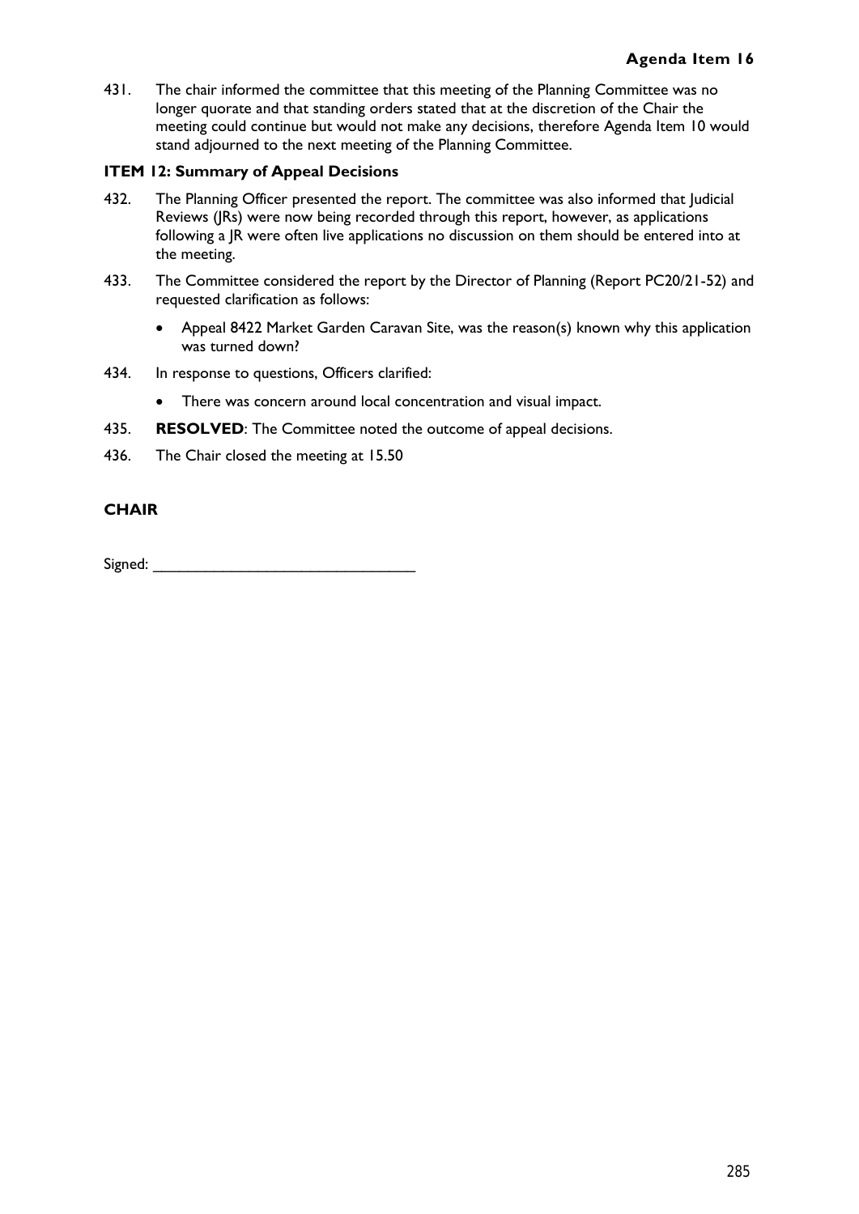431. The chair informed the committee that this meeting of the Planning Committee was no longer quorate and that standing orders stated that at the discretion of the Chair the meeting could continue but would not make any decisions, therefore Agenda Item 10 would stand adjourned to the next meeting of the Planning Committee.

**ITEM 12: Summary of Appeal Decisions**

432. The Planning Officer presented the report. The committee was also informed that Judicial Reviews (JRs) were now being recorded through this report, however, as applications following a JR were often live applications no discussion on them should be entered into at the meeting.

433. The Committee considered the report by the Director of Planning (Report PC20/21-52) and requested clarification as follows:

    - Appeal 8422 Market Garden Caravan Site, was the reason(s) known why this application was turned down?

434. In response to questions, Officers clarified:

    - There was concern around local concentration and visual impact.

435. **RESOLVED**: The Committee noted the outcome of appeal decisions.

436. The Chair closed the meeting at 15.50

**CHAIR**

Signed: ________________________________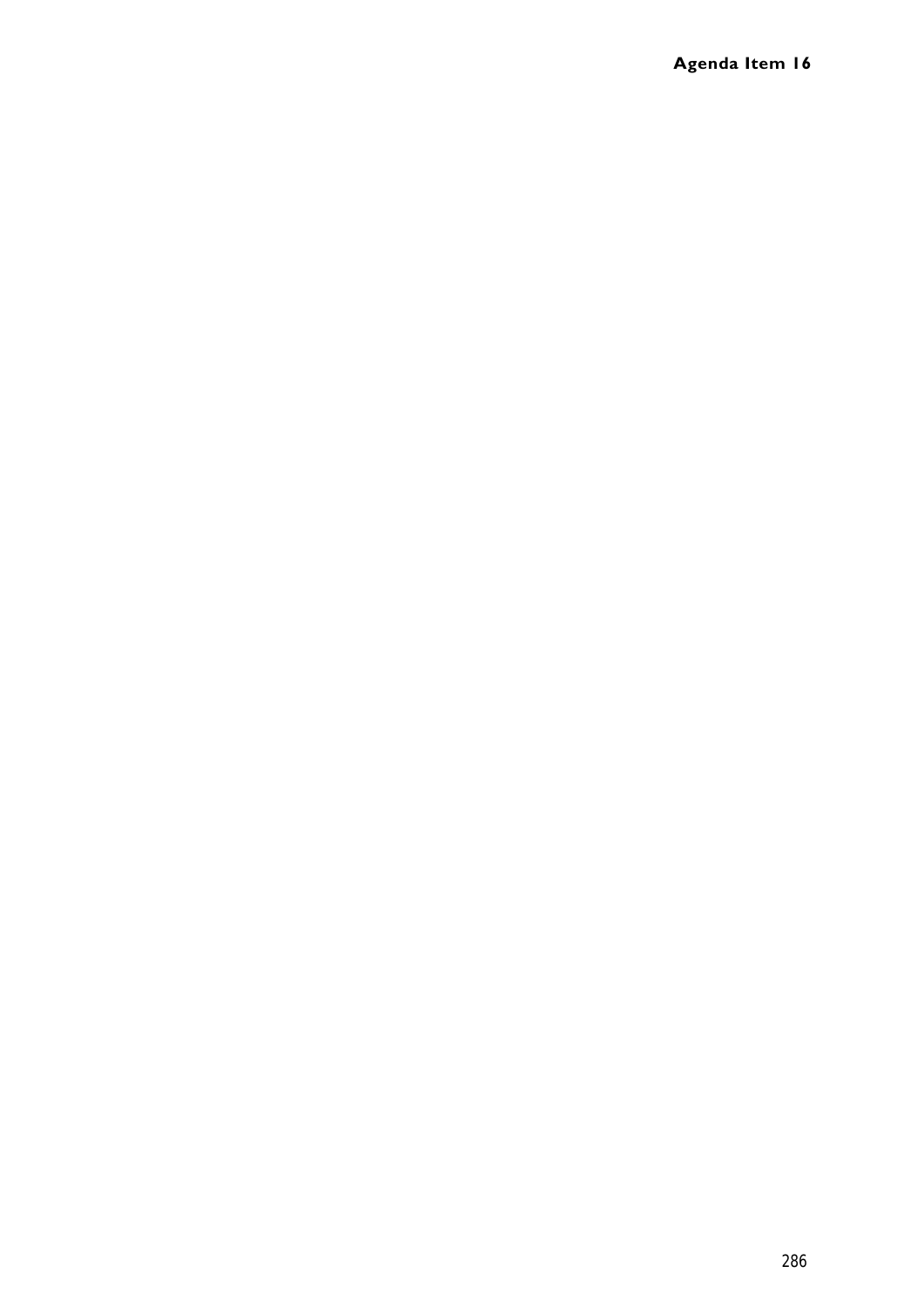**Agenda Item 16**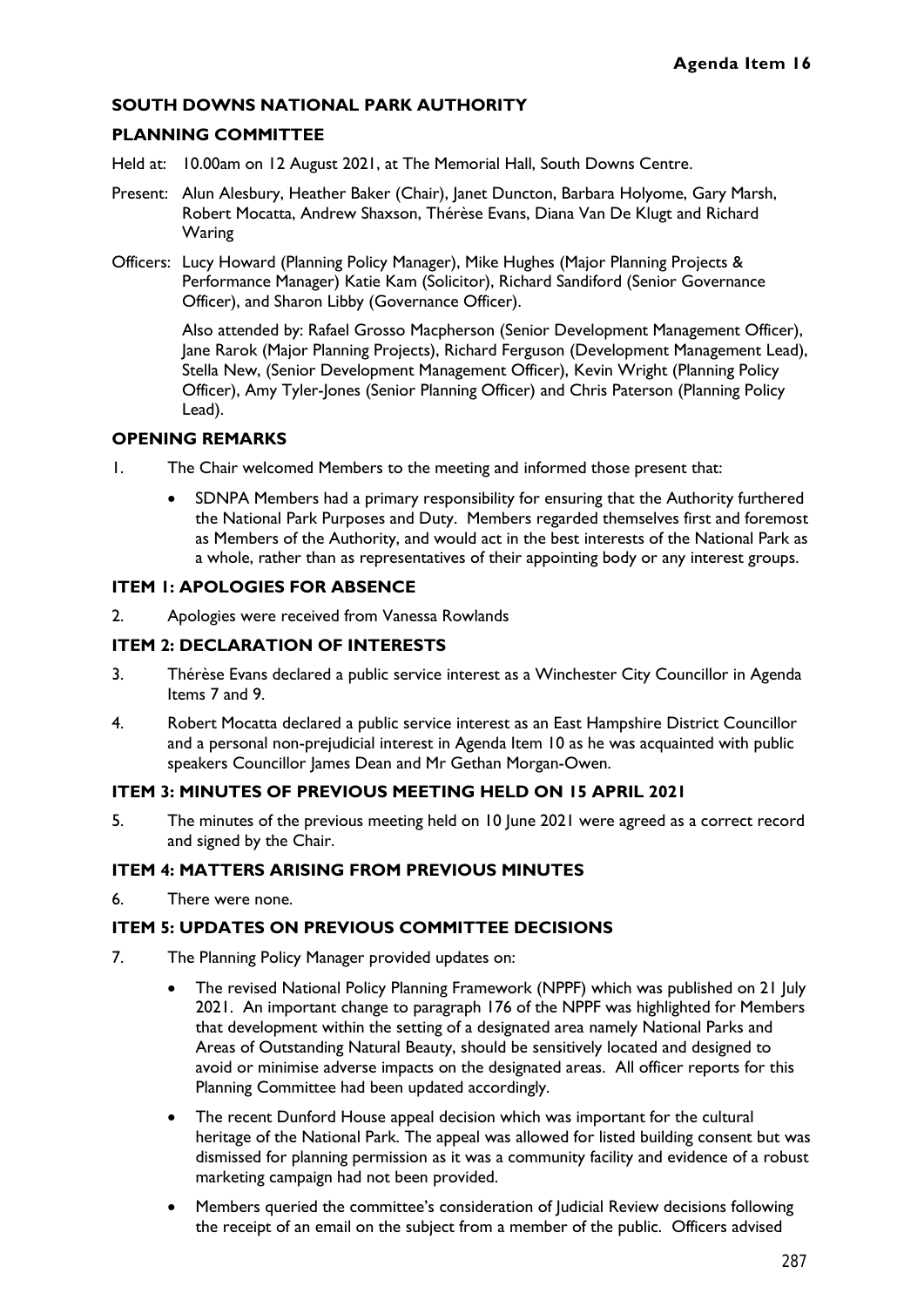**Agenda Item 16**

**SOUTH DOWNS NATIONAL PARK AUTHORITY**

**PLANNING COMMITTEE**

Held at: 10.00am on 12 August 2021, at The Memorial Hall, South Downs Centre.

Present: Alun Alesbury, Heather Baker (Chair), Janet Duncton, Barbara Holyome, Gary Marsh, Robert Mocatta, Andrew Shaxson, Thérèse Evans, Diana Van De Klugt and Richard Waring

Officers: Lucy Howard (Planning Policy Manager), Mike Hughes (Major Planning Projects & Performance Manager) Katie Kam (Solicitor), Richard Sandiford (Senior Governance Officer), and Sharon Libby (Governance Officer).

Also attended by: Rafael Grosso Macpherson (Senior Development Management Officer), Jane Rarok (Major Planning Projects), Richard Ferguson (Development Management Lead), Stella New, (Senior Development Management Officer), Kevin Wright (Planning Policy Officer), Amy Tyler-Jones (Senior Planning Officer) and Chris Paterson (Planning Policy Lead).

**OPENING REMARKS**

1. The Chair welcomed Members to the meeting and informed those present that:

   - SDNPA Members had a primary responsibility for ensuring that the Authority furthered the National Park Purposes and Duty. Members regarded themselves first and foremost as Members of the Authority, and would act in the best interests of the National Park as a whole, rather than as representatives of their appointing body or any interest groups.

**ITEM 1: APOLOGIES FOR ABSENCE**

2. Apologies were received from Vanessa Rowlands

**ITEM 2: DECLARATION OF INTERESTS**

3. Thérèse Evans declared a public service interest as a Winchester City Councillor in Agenda Items 7 and 9.

4. Robert Mocatta declared a public service interest as an East Hampshire District Councillor and a personal non-prejudicial interest in Agenda Item 10 as he was acquainted with public speakers Councillor James Dean and Mr Gethan Morgan-Owen.

**ITEM 3: MINUTES OF PREVIOUS MEETING HELD ON 15 APRIL 2021**

5. The minutes of the previous meeting held on 10 June 2021 were agreed as a correct record and signed by the Chair.

**ITEM 4: MATTERS ARISING FROM PREVIOUS MINUTES**

6. There were none.

**ITEM 5: UPDATES ON PREVIOUS COMMITTEE DECISIONS**

7. The Planning Policy Manager provided updates on:

   - The revised National Policy Planning Framework (NPPF) which was published on 21 July 2021. An important change to paragraph 176 of the NPPF was highlighted for Members that development within the setting of a designated area namely National Parks and Areas of Outstanding Natural Beauty, should be sensitively located and designed to avoid or minimise adverse impacts on the designated areas. All officer reports for this Planning Committee had been updated accordingly.

   - The recent Dunford House appeal decision which was important for the cultural heritage of the National Park. The appeal was allowed for listed building consent but was dismissed for planning permission as it was a community facility and evidence of a robust marketing campaign had not been provided.

   - Members queried the committee's consideration of Judicial Review decisions following the receipt of an email on the subject from a member of the public. Officers advised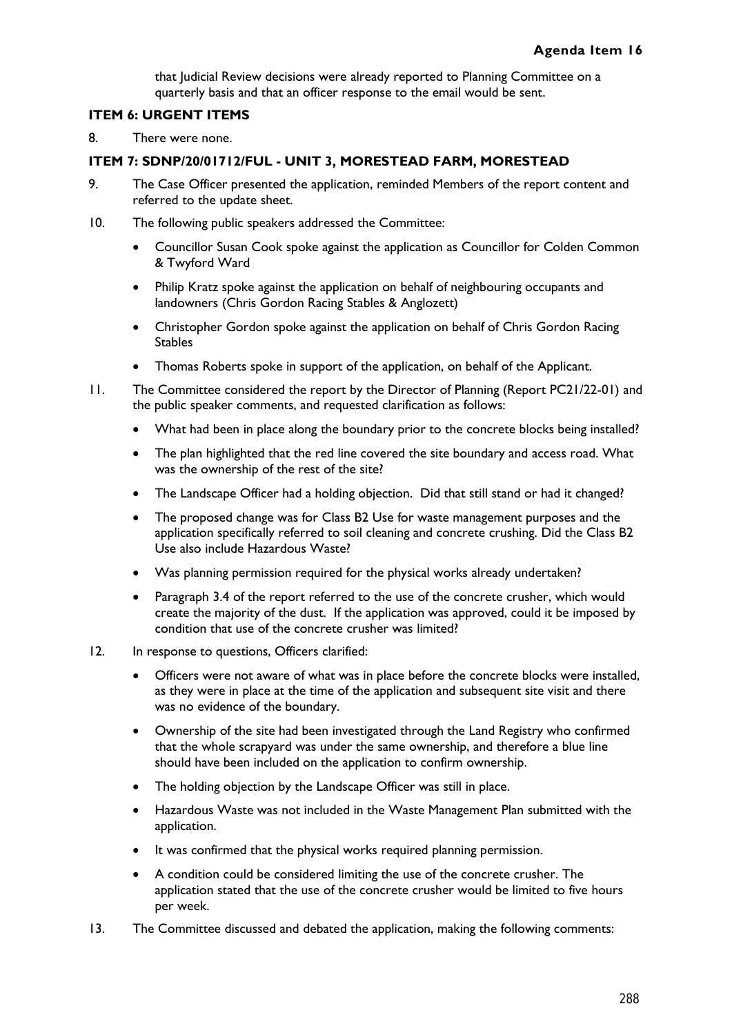that Judicial Review decisions were already reported to Planning Committee on a quarterly basis and that an officer response to the email would be sent.

**ITEM 6: URGENT ITEMS**

8. There were none.

**ITEM 7: SDNP/20/01712/FUL - UNIT 3, MORESTEAD FARM, MORESTEAD**

9. The Case Officer presented the application, reminded Members of the report content and referred to the update sheet.

10. The following public speakers addressed the Committee:

    - Councillor Susan Cook spoke against the application as Councillor for Colden Common & Twyford Ward
    - Philip Kratz spoke against the application on behalf of neighbouring occupants and landowners (Chris Gordon Racing Stables & Anglozett)
    - Christopher Gordon spoke against the application on behalf of Chris Gordon Racing Stables
    - Thomas Roberts spoke in support of the application, on behalf of the Applicant.

11. The Committee considered the report by the Director of Planning (Report PC21/22-01) and the public speaker comments, and requested clarification as follows:

    - What had been in place along the boundary prior to the concrete blocks being installed?
    - The plan highlighted that the red line covered the site boundary and access road. What was the ownership of the rest of the site?
    - The Landscape Officer had a holding objection. Did that still stand or had it changed?
    - The proposed change was for Class B2 Use for waste management purposes and the application specifically referred to soil cleaning and concrete crushing. Did the Class B2 Use also include Hazardous Waste?
    - Was planning permission required for the physical works already undertaken?
    - Paragraph 3.4 of the report referred to the use of the concrete crusher, which would create the majority of the dust. If the application was approved, could it be imposed by condition that use of the concrete crusher was limited?

12. In response to questions, Officers clarified:

    - Officers were not aware of what was in place before the concrete blocks were installed, as they were in place at the time of the application and subsequent site visit and there was no evidence of the boundary.
    - Ownership of the site had been investigated through the Land Registry who confirmed that the whole scrapyard was under the same ownership, and therefore a blue line should have been included on the application to confirm ownership.
    - The holding objection by the Landscape Officer was still in place.
    - Hazardous Waste was not included in the Waste Management Plan submitted with the application.
    - It was confirmed that the physical works required planning permission.
    - A condition could be considered limiting the use of the concrete crusher. The application stated that the use of the concrete crusher would be limited to five hours per week.

13. The Committee discussed and debated the application, making the following comments: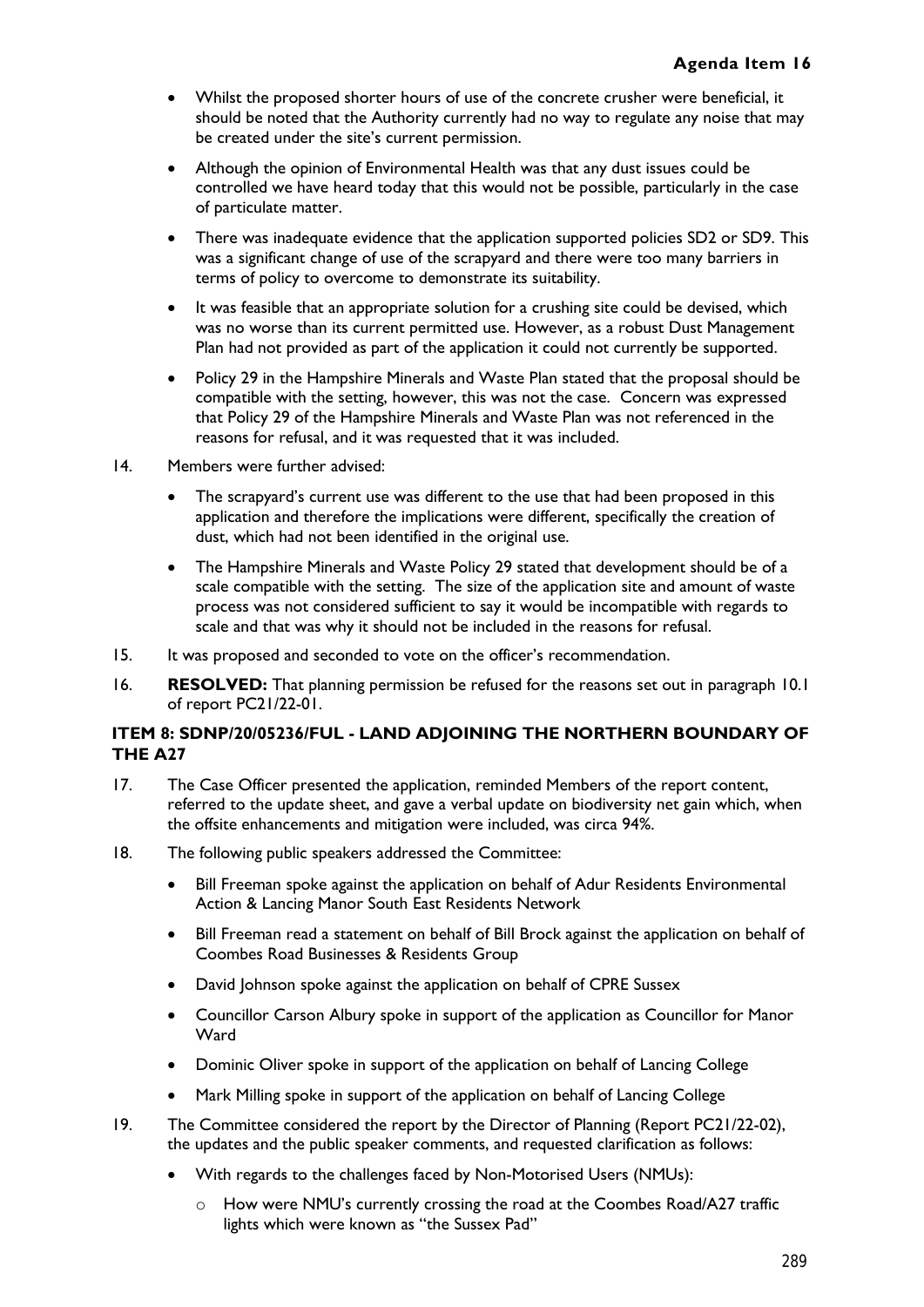- Whilst the proposed shorter hours of use of the concrete crusher were beneficial, it should be noted that the Authority currently had no way to regulate any noise that may be created under the site's current permission.
- Although the opinion of Environmental Health was that any dust issues could be controlled we have heard today that this would not be possible, particularly in the case of particulate matter.
- There was inadequate evidence that the application supported policies SD2 or SD9. This was a significant change of use of the scrapyard and there were too many barriers in terms of policy to overcome to demonstrate its suitability.
- It was feasible that an appropriate solution for a crushing site could be devised, which was no worse than its current permitted use. However, as a robust Dust Management Plan had not provided as part of the application it could not currently be supported.
- Policy 29 in the Hampshire Minerals and Waste Plan stated that the proposal should be compatible with the setting, however, this was not the case. Concern was expressed that Policy 29 of the Hampshire Minerals and Waste Plan was not referenced in the reasons for refusal, and it was requested that it was included.

14. Members were further advised:
    - The scrapyard's current use was different to the use that had been proposed in this application and therefore the implications were different, specifically the creation of dust, which had not been identified in the original use.
    - The Hampshire Minerals and Waste Policy 29 stated that development should be of a scale compatible with the setting. The size of the application site and amount of waste process was not considered sufficient to say it would be incompatible with regards to scale and that was why it should not be included in the reasons for refusal.

15. It was proposed and seconded to vote on the officer's recommendation.

16. **RESOLVED:** That planning permission be refused for the reasons set out in paragraph 10.1 of report PC21/22-01.

### ITEM 8: SDNP/20/05236/FUL - LAND ADJOINING THE NORTHERN BOUNDARY OF THE A27

17. The Case Officer presented the application, reminded Members of the report content, referred to the update sheet, and gave a verbal update on biodiversity net gain which, when the offsite enhancements and mitigation were included, was circa 94%.

18. The following public speakers addressed the Committee:
    - Bill Freeman spoke against the application on behalf of Adur Residents Environmental Action & Lancing Manor South East Residents Network
    - Bill Freeman read a statement on behalf of Bill Brock against the application on behalf of Coombes Road Businesses & Residents Group
    - David Johnson spoke against the application on behalf of CPRE Sussex
    - Councillor Carson Albury spoke in support of the application as Councillor for Manor Ward
    - Dominic Oliver spoke in support of the application on behalf of Lancing College
    - Mark Milling spoke in support of the application on behalf of Lancing College

19. The Committee considered the report by the Director of Planning (Report PC21/22-02), the updates and the public speaker comments, and requested clarification as follows:
    - With regards to the challenges faced by Non-Motorised Users (NMUs):
        - How were NMU's currently crossing the road at the Coombes Road/A27 traffic lights which were known as "the Sussex Pad"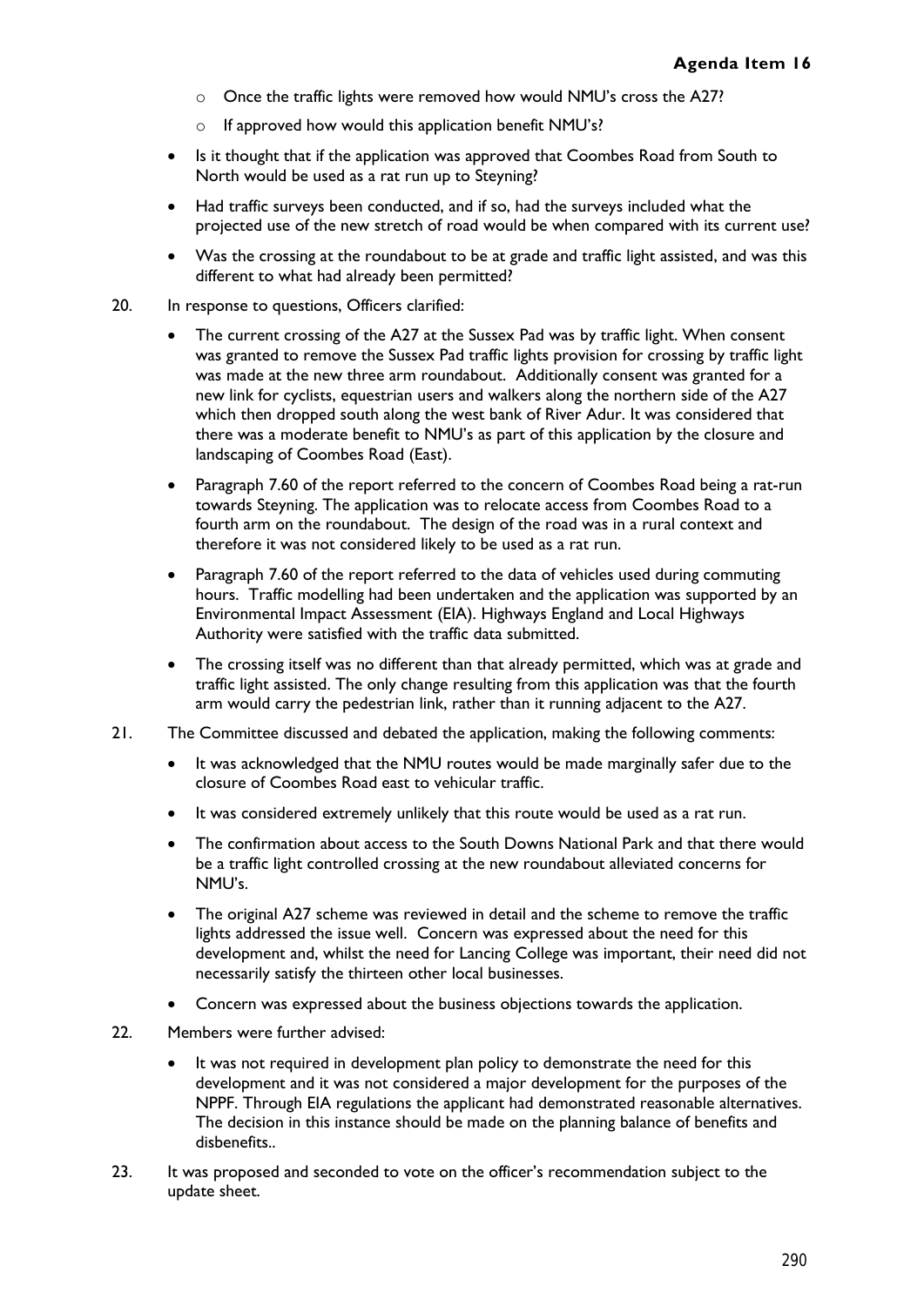- Once the traffic lights were removed how would NMU's cross the A27?
    - If approved how would this application benefit NMU's?
- Is it thought that if the application was approved that Coombes Road from South to North would be used as a rat run up to Steyning?
- Had traffic surveys been conducted, and if so, had the surveys included what the projected use of the new stretch of road would be when compared with its current use?
- Was the crossing at the roundabout to be at grade and traffic light assisted, and was this different to what had already been permitted?

20. In response to questions, Officers clarified:

- The current crossing of the A27 at the Sussex Pad was by traffic light. When consent was granted to remove the Sussex Pad traffic lights provision for crossing by traffic light was made at the new three arm roundabout. Additionally consent was granted for a new link for cyclists, equestrian users and walkers along the northern side of the A27 which then dropped south along the west bank of River Adur. It was considered that there was a moderate benefit to NMU's as part of this application by the closure and landscaping of Coombes Road (East).
- Paragraph 7.60 of the report referred to the concern of Coombes Road being a rat-run towards Steyning. The application was to relocate access from Coombes Road to a fourth arm on the roundabout. The design of the road was in a rural context and therefore it was not considered likely to be used as a rat run.
- Paragraph 7.60 of the report referred to the data of vehicles used during commuting hours. Traffic modelling had been undertaken and the application was supported by an Environmental Impact Assessment (EIA). Highways England and Local Highways Authority were satisfied with the traffic data submitted.
- The crossing itself was no different than that already permitted, which was at grade and traffic light assisted. The only change resulting from this application was that the fourth arm would carry the pedestrian link, rather than it running adjacent to the A27.

21. The Committee discussed and debated the application, making the following comments:

- It was acknowledged that the NMU routes would be made marginally safer due to the closure of Coombes Road east to vehicular traffic.
- It was considered extremely unlikely that this route would be used as a rat run.
- The confirmation about access to the South Downs National Park and that there would be a traffic light controlled crossing at the new roundabout alleviated concerns for NMU's.
- The original A27 scheme was reviewed in detail and the scheme to remove the traffic lights addressed the issue well. Concern was expressed about the need for this development and, whilst the need for Lancing College was important, their need did not necessarily satisfy the thirteen other local businesses.
- Concern was expressed about the business objections towards the application.

22. Members were further advised:

- It was not required in development plan policy to demonstrate the need for this development and it was not considered a major development for the purposes of the NPPF. Through EIA regulations the applicant had demonstrated reasonable alternatives. The decision in this instance should be made on the planning balance of benefits and disbenefits..

23. It was proposed and seconded to vote on the officer's recommendation subject to the update sheet.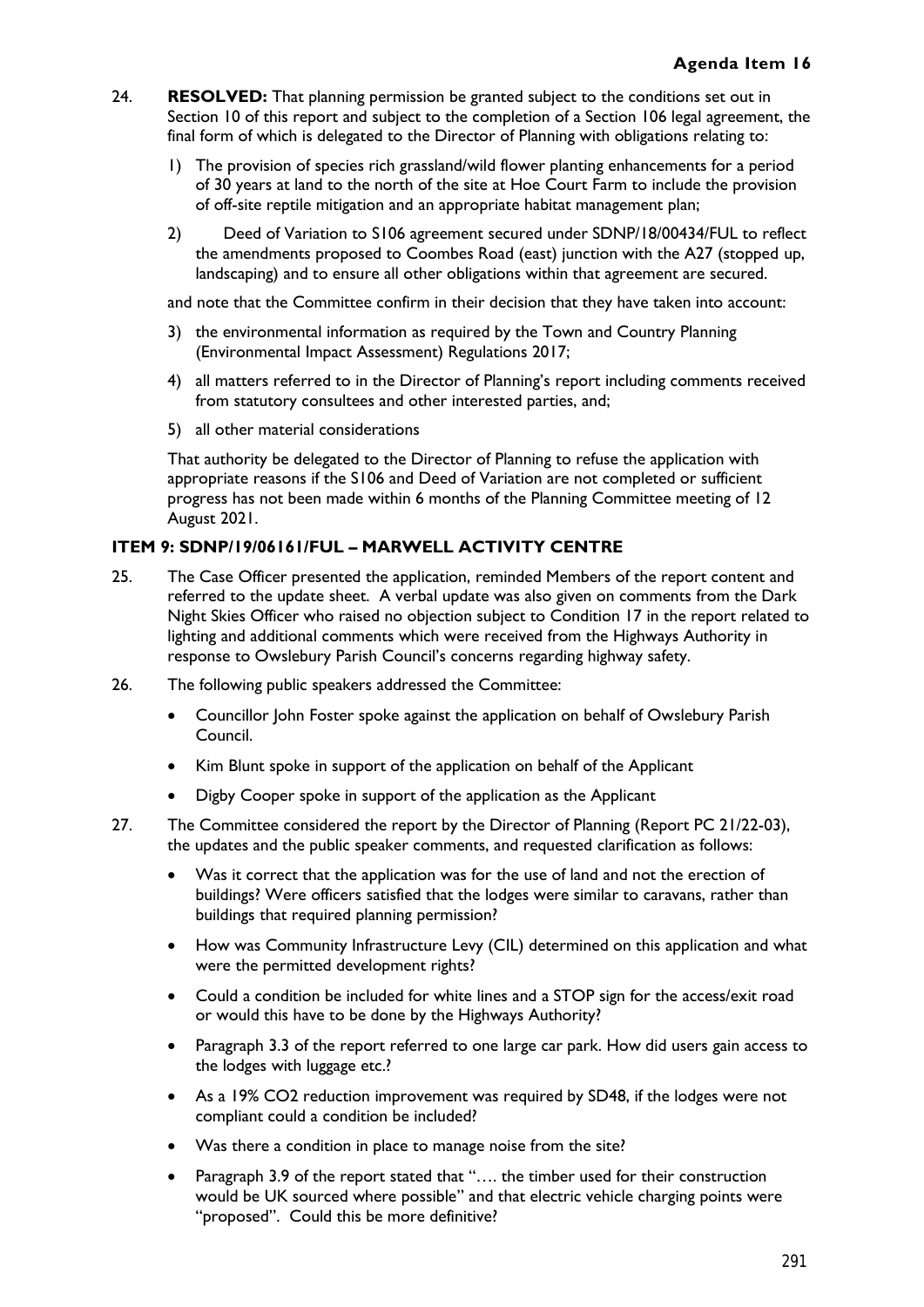24. **RESOLVED:** That planning permission be granted subject to the conditions set out in Section 10 of this report and subject to the completion of a Section 106 legal agreement, the final form of which is delegated to the Director of Planning with obligations relating to:

    1) The provision of species rich grassland/wild flower planting enhancements for a period of 30 years at land to the north of the site at Hoe Court Farm to include the provision of off-site reptile mitigation and an appropriate habitat management plan;

    2) Deed of Variation to S106 agreement secured under SDNP/18/00434/FUL to reflect the amendments proposed to Coombes Road (east) junction with the A27 (stopped up, landscaping) and to ensure all other obligations within that agreement are secured.

    and note that the Committee confirm in their decision that they have taken into account:

    3) the environmental information as required by the Town and Country Planning (Environmental Impact Assessment) Regulations 2017;

    4) all matters referred to in the Director of Planning's report including comments received from statutory consultees and other interested parties, and;

    5) all other material considerations

    That authority be delegated to the Director of Planning to refuse the application with appropriate reasons if the S106 and Deed of Variation are not completed or sufficient progress has not been made within 6 months of the Planning Committee meeting of 12 August 2021.

### ITEM 9: SDNP/19/06161/FUL – MARWELL ACTIVITY CENTRE

25. The Case Officer presented the application, reminded Members of the report content and referred to the update sheet. A verbal update was also given on comments from the Dark Night Skies Officer who raised no objection subject to Condition 17 in the report related to lighting and additional comments which were received from the Highways Authority in response to Owslebury Parish Council's concerns regarding highway safety.

26. The following public speakers addressed the Committee:

    - Councillor John Foster spoke against the application on behalf of Owslebury Parish Council.
    - Kim Blunt spoke in support of the application on behalf of the Applicant
    - Digby Cooper spoke in support of the application as the Applicant

27. The Committee considered the report by the Director of Planning (Report PC 21/22-03), the updates and the public speaker comments, and requested clarification as follows:

    - Was it correct that the application was for the use of land and not the erection of buildings? Were officers satisfied that the lodges were similar to caravans, rather than buildings that required planning permission?
    - How was Community Infrastructure Levy (CIL) determined on this application and what were the permitted development rights?
    - Could a condition be included for white lines and a STOP sign for the access/exit road or would this have to be done by the Highways Authority?
    - Paragraph 3.3 of the report referred to one large car park. How did users gain access to the lodges with luggage etc.?
    - As a 19% $CO_2$ reduction improvement was required by SD48, if the lodges were not compliant could a condition be included?
    - Was there a condition in place to manage noise from the site?
    - Paragraph 3.9 of the report stated that "…. the timber used for their construction would be UK sourced where possible" and that electric vehicle charging points were "proposed". Could this be more definitive?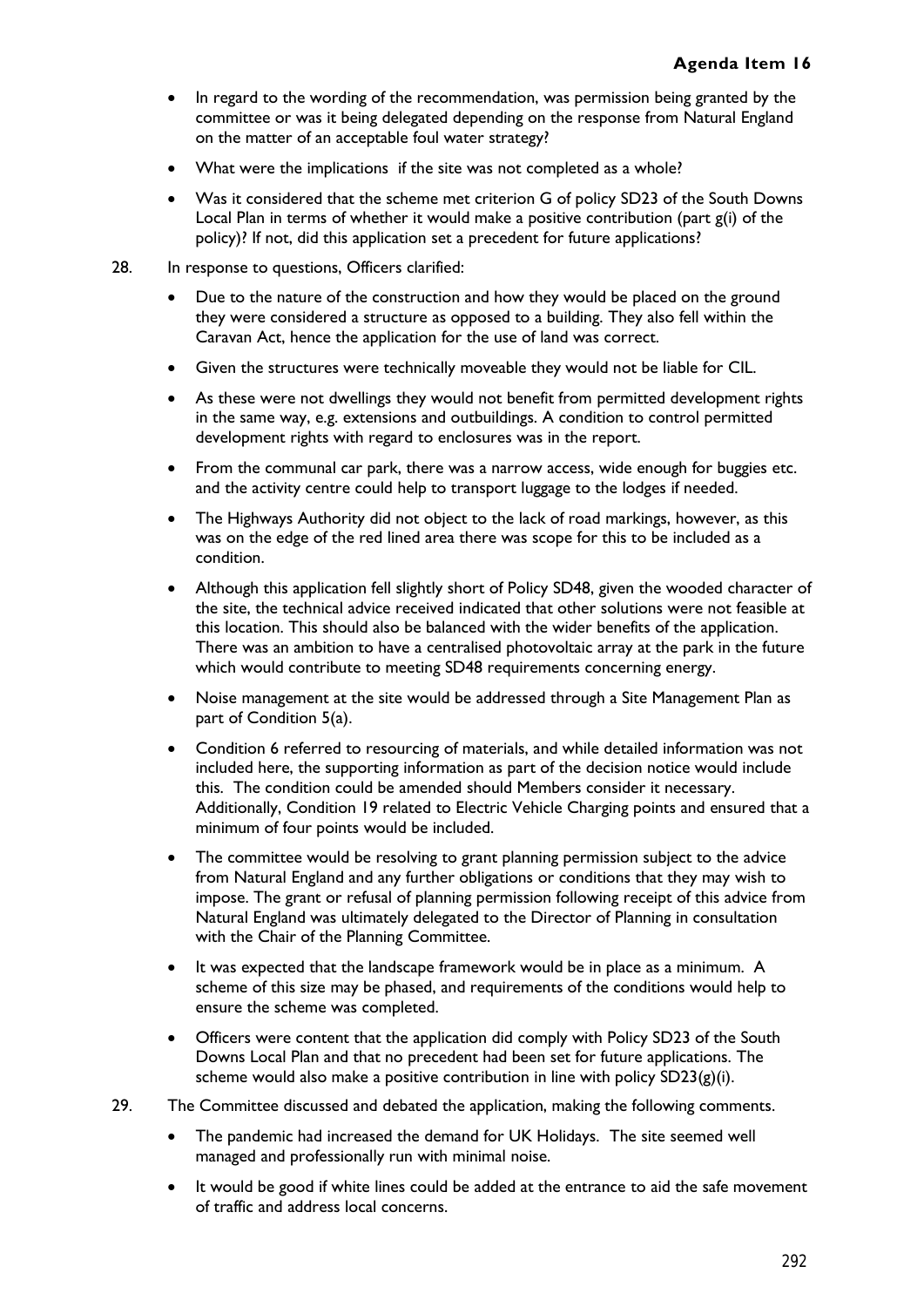- In regard to the wording of the recommendation, was permission being granted by the committee or was it being delegated depending on the response from Natural England on the matter of an acceptable foul water strategy?
- What were the implications if the site was not completed as a whole?
- Was it considered that the scheme met criterion G of policy SD23 of the South Downs Local Plan in terms of whether it would make a positive contribution (part g(i) of the policy)? If not, did this application set a precedent for future applications?

28. In response to questions, Officers clarified:

- Due to the nature of the construction and how they would be placed on the ground they were considered a structure as opposed to a building. They also fell within the Caravan Act, hence the application for the use of land was correct.
- Given the structures were technically moveable they would not be liable for CIL.
- As these were not dwellings they would not benefit from permitted development rights in the same way, e.g. extensions and outbuildings. A condition to control permitted development rights with regard to enclosures was in the report.
- From the communal car park, there was a narrow access, wide enough for buggies etc. and the activity centre could help to transport luggage to the lodges if needed.
- The Highways Authority did not object to the lack of road markings, however, as this was on the edge of the red lined area there was scope for this to be included as a condition.
- Although this application fell slightly short of Policy SD48, given the wooded character of the site, the technical advice received indicated that other solutions were not feasible at this location. This should also be balanced with the wider benefits of the application. There was an ambition to have a centralised photovoltaic array at the park in the future which would contribute to meeting SD48 requirements concerning energy.
- Noise management at the site would be addressed through a Site Management Plan as part of Condition 5(a).
- Condition 6 referred to resourcing of materials, and while detailed information was not included here, the supporting information as part of the decision notice would include this. The condition could be amended should Members consider it necessary. Additionally, Condition 19 related to Electric Vehicle Charging points and ensured that a minimum of four points would be included.
- The committee would be resolving to grant planning permission subject to the advice from Natural England and any further obligations or conditions that they may wish to impose. The grant or refusal of planning permission following receipt of this advice from Natural England was ultimately delegated to the Director of Planning in consultation with the Chair of the Planning Committee.
- It was expected that the landscape framework would be in place as a minimum. A scheme of this size may be phased, and requirements of the conditions would help to ensure the scheme was completed.
- Officers were content that the application did comply with Policy SD23 of the South Downs Local Plan and that no precedent had been set for future applications. The scheme would also make a positive contribution in line with policy SD23(g)(i).

29. The Committee discussed and debated the application, making the following comments.

- The pandemic had increased the demand for UK Holidays. The site seemed well managed and professionally run with minimal noise.
- It would be good if white lines could be added at the entrance to aid the safe movement of traffic and address local concerns.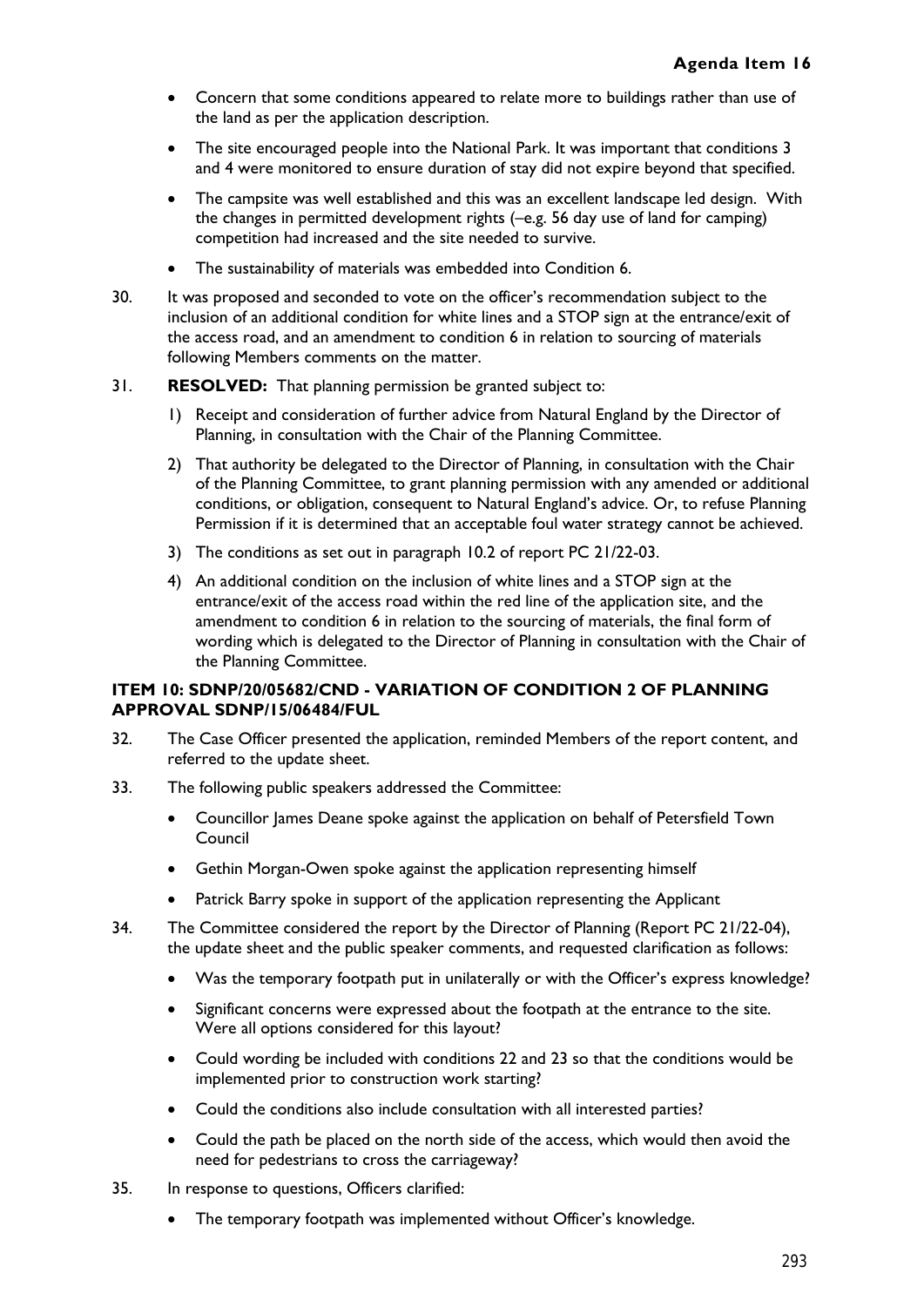- Concern that some conditions appeared to relate more to buildings rather than use of the land as per the application description.
- The site encouraged people into the National Park. It was important that conditions 3 and 4 were monitored to ensure duration of stay did not expire beyond that specified.
- The campsite was well established and this was an excellent landscape led design. With the changes in permitted development rights (–e.g. 56 day use of land for camping) competition had increased and the site needed to survive.
- The sustainability of materials was embedded into Condition 6.

30. It was proposed and seconded to vote on the officer's recommendation subject to the inclusion of an additional condition for white lines and a STOP sign at the entrance/exit of the access road, and an amendment to condition 6 in relation to sourcing of materials following Members comments on the matter.

31. **RESOLVED:** That planning permission be granted subject to:

    1) Receipt and consideration of further advice from Natural England by the Director of Planning, in consultation with the Chair of the Planning Committee.
    2) That authority be delegated to the Director of Planning, in consultation with the Chair of the Planning Committee, to grant planning permission with any amended or additional conditions, or obligation, consequent to Natural England's advice. Or, to refuse Planning Permission if it is determined that an acceptable foul water strategy cannot be achieved.
    3) The conditions as set out in paragraph 10.2 of report PC 21/22-03.
    4) An additional condition on the inclusion of white lines and a STOP sign at the entrance/exit of the access road within the red line of the application site, and the amendment to condition 6 in relation to the sourcing of materials, the final form of wording which is delegated to the Director of Planning in consultation with the Chair of the Planning Committee.

**ITEM 10: SDNP/20/05682/CND - VARIATION OF CONDITION 2 OF PLANNING APPROVAL SDNP/15/06484/FUL**

32. The Case Officer presented the application, reminded Members of the report content, and referred to the update sheet.

33. The following public speakers addressed the Committee:

    - Councillor James Deane spoke against the application on behalf of Petersfield Town Council
    - Gethin Morgan-Owen spoke against the application representing himself
    - Patrick Barry spoke in support of the application representing the Applicant

34. The Committee considered the report by the Director of Planning (Report PC 21/22-04), the update sheet and the public speaker comments, and requested clarification as follows:

    - Was the temporary footpath put in unilaterally or with the Officer's express knowledge?
    - Significant concerns were expressed about the footpath at the entrance to the site. Were all options considered for this layout?
    - Could wording be included with conditions 22 and 23 so that the conditions would be implemented prior to construction work starting?
    - Could the conditions also include consultation with all interested parties?
    - Could the path be placed on the north side of the access, which would then avoid the need for pedestrians to cross the carriageway?

35. In response to questions, Officers clarified:

    - The temporary footpath was implemented without Officer's knowledge.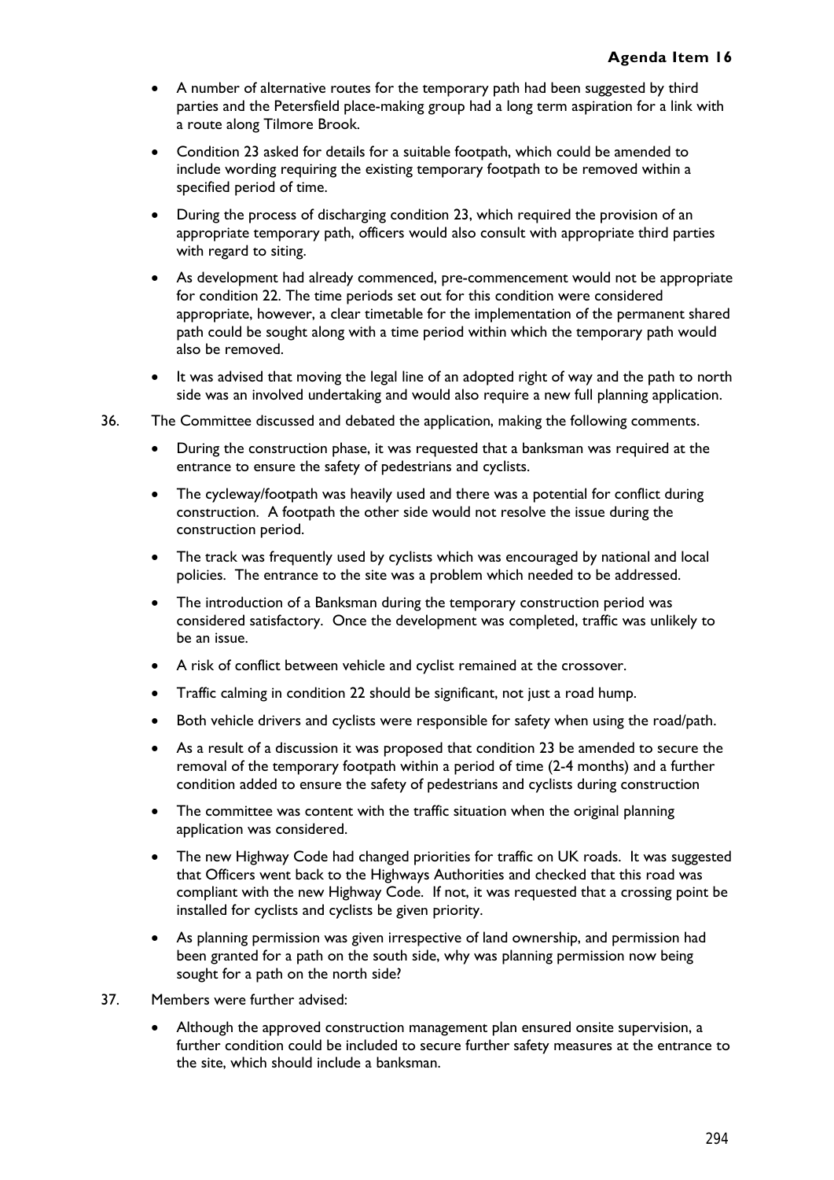- A number of alternative routes for the temporary path had been suggested by third parties and the Petersfield place-making group had a long term aspiration for a link with a route along Tilmore Brook.
- Condition 23 asked for details for a suitable footpath, which could be amended to include wording requiring the existing temporary footpath to be removed within a specified period of time.
- During the process of discharging condition 23, which required the provision of an appropriate temporary path, officers would also consult with appropriate third parties with regard to siting.
- As development had already commenced, pre-commencement would not be appropriate for condition 22. The time periods set out for this condition were considered appropriate, however, a clear timetable for the implementation of the permanent shared path could be sought along with a time period within which the temporary path would also be removed.
- It was advised that moving the legal line of an adopted right of way and the path to north side was an involved undertaking and would also require a new full planning application.

36. The Committee discussed and debated the application, making the following comments.

- During the construction phase, it was requested that a banksman was required at the entrance to ensure the safety of pedestrians and cyclists.
- The cycleway/footpath was heavily used and there was a potential for conflict during construction. A footpath the other side would not resolve the issue during the construction period.
- The track was frequently used by cyclists which was encouraged by national and local policies. The entrance to the site was a problem which needed to be addressed.
- The introduction of a Banksman during the temporary construction period was considered satisfactory. Once the development was completed, traffic was unlikely to be an issue.
- A risk of conflict between vehicle and cyclist remained at the crossover.
- Traffic calming in condition 22 should be significant, not just a road hump.
- Both vehicle drivers and cyclists were responsible for safety when using the road/path.
- As a result of a discussion it was proposed that condition 23 be amended to secure the removal of the temporary footpath within a period of time (2-4 months) and a further condition added to ensure the safety of pedestrians and cyclists during construction
- The committee was content with the traffic situation when the original planning application was considered.
- The new Highway Code had changed priorities for traffic on UK roads. It was suggested that Officers went back to the Highways Authorities and checked that this road was compliant with the new Highway Code. If not, it was requested that a crossing point be installed for cyclists and cyclists be given priority.
- As planning permission was given irrespective of land ownership, and permission had been granted for a path on the south side, why was planning permission now being sought for a path on the north side?

37. Members were further advised:

- Although the approved construction management plan ensured onsite supervision, a further condition could be included to secure further safety measures at the entrance to the site, which should include a banksman.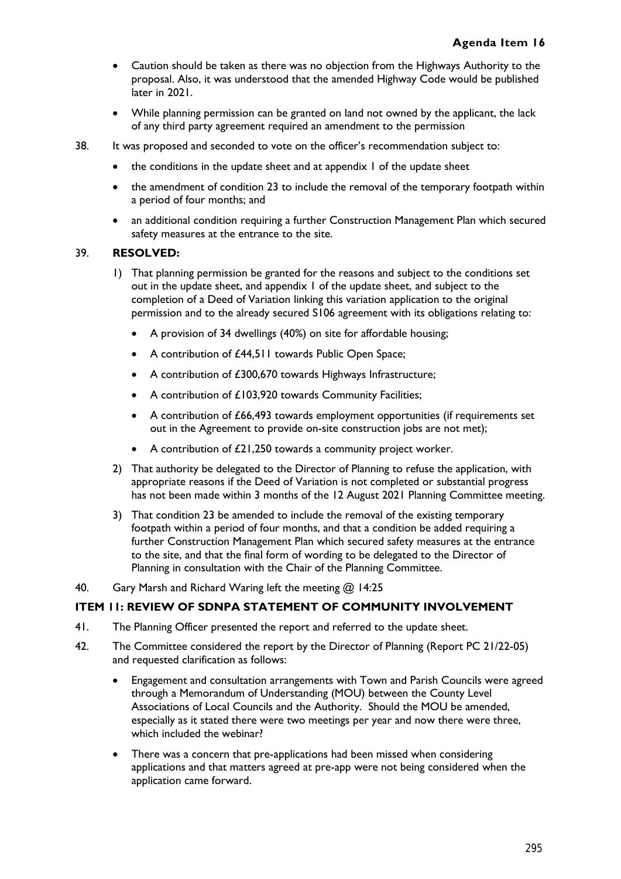- Caution should be taken as there was no objection from the Highways Authority to the proposal. Also, it was understood that the amended Highway Code would be published later in 2021.
- While planning permission can be granted on land not owned by the applicant, the lack of any third party agreement required an amendment to the permission

38. It was proposed and seconded to vote on the officer's recommendation subject to:
    - the conditions in the update sheet and at appendix 1 of the update sheet
    - the amendment of condition 23 to include the removal of the temporary footpath within a period of four months; and
    - an additional condition requiring a further Construction Management Plan which secured safety measures at the entrance to the site.

39. **RESOLVED:**
    1) That planning permission be granted for the reasons and subject to the conditions set out in the update sheet, and appendix 1 of the update sheet, and subject to the completion of a Deed of Variation linking this variation application to the original permission and to the already secured S106 agreement with its obligations relating to:
        - A provision of 34 dwellings (40%) on site for affordable housing;
        - A contribution of £44,511 towards Public Open Space;
        - A contribution of £300,670 towards Highways Infrastructure;
        - A contribution of £103,920 towards Community Facilities;
        - A contribution of £66,493 towards employment opportunities (if requirements set out in the Agreement to provide on-site construction jobs are not met);
        - A contribution of £21,250 towards a community project worker.
    2) That authority be delegated to the Director of Planning to refuse the application, with appropriate reasons if the Deed of Variation is not completed or substantial progress has not been made within 3 months of the 12 August 2021 Planning Committee meeting.
    3) That condition 23 be amended to include the removal of the existing temporary footpath within a period of four months, and that a condition be added requiring a further Construction Management Plan which secured safety measures at the entrance to the site, and that the final form of wording to be delegated to the Director of Planning in consultation with the Chair of the Planning Committee.

40. Gary Marsh and Richard Waring left the meeting @ 14:25

## ITEM 11: REVIEW OF SDNPA STATEMENT OF COMMUNITY INVOLVEMENT

41. The Planning Officer presented the report and referred to the update sheet.

42. The Committee considered the report by the Director of Planning (Report PC 21/22-05) and requested clarification as follows:
    - Engagement and consultation arrangements with Town and Parish Councils were agreed through a Memorandum of Understanding (MOU) between the County Level Associations of Local Councils and the Authority. Should the MOU amended, especially as it stated there were two meetings per year and now there were three, which included the webinar?
    - There was a concern that pre-applications had been missed when considering applications and that matters agreed at pre-app were not being considered when the application came forward.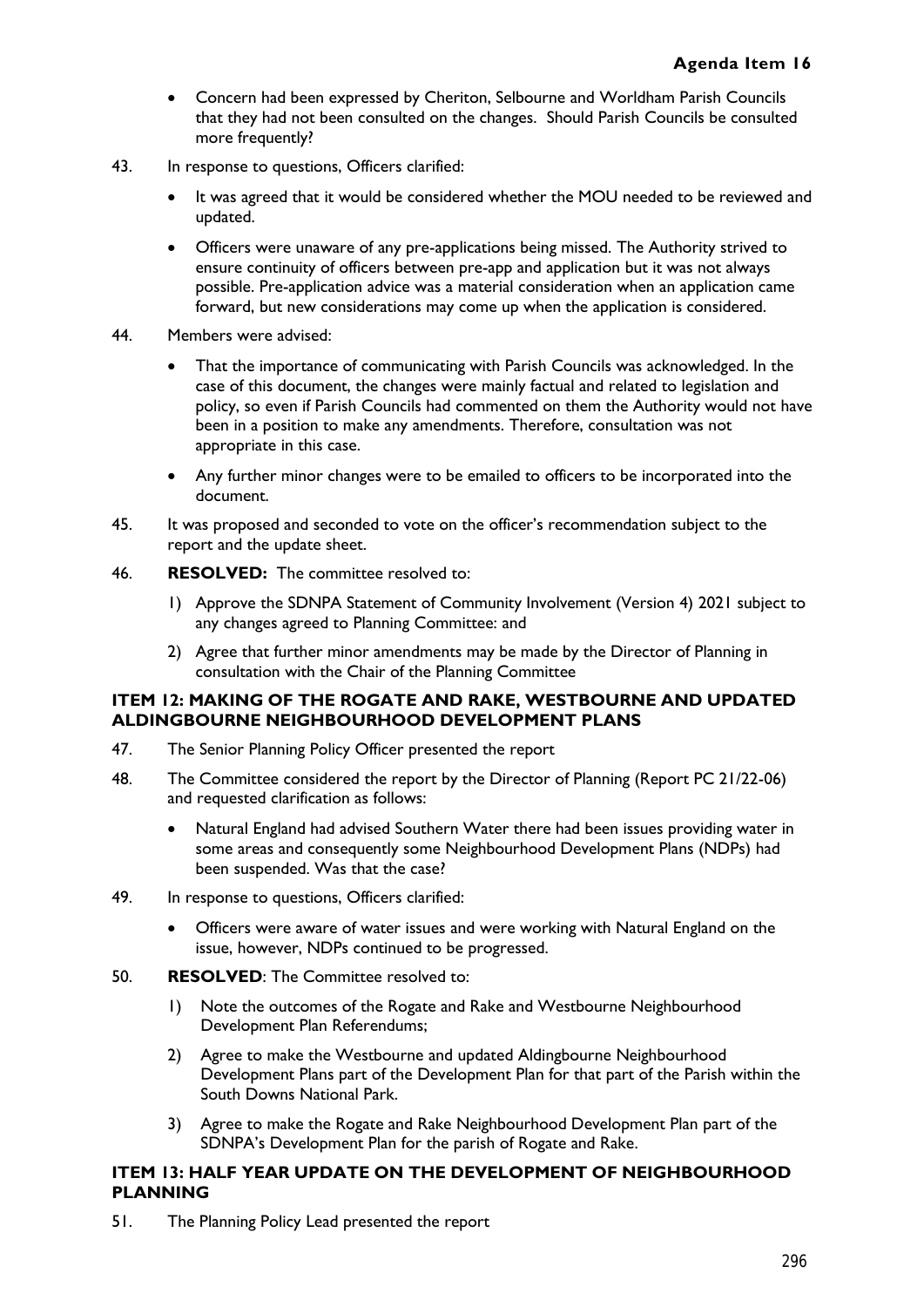- Concern had been expressed by Cheriton, Selbourne and Worldham Parish Councils that they had not been consulted on the changes. Should Parish Councils be consulted more frequently?

43. In response to questions, Officers clarified:

    - It was agreed that it would be considered whether the MOU needed to be reviewed and updated.
    - Officers were unaware of any pre-applications being missed. The Authority strived to ensure continuity of officers between pre-app and application but it was not always possible. Pre-application advice was a material consideration when an application came forward, but new considerations may come up when the application is considered.

44. Members were advised:

    - That the importance of communicating with Parish Councils was acknowledged. In the case of this document, the changes were mainly factual and related to legislation and policy, so even if Parish Councils had commented on them the Authority would not have been in a position to make any amendments. Therefore, consultation was not appropriate in this case.
    - Any further minor changes were to be emailed to officers to be incorporated into the document.

45. It was proposed and seconded to vote on the officer's recommendation subject to the report and the update sheet.

46. **RESOLVED:** The committee resolved to:

    1) Approve the SDNPA Statement of Community Involvement (Version 4) 2021 subject to any changes agreed to Planning Committee: and
    2) Agree that further minor amendments may be made by the Director of Planning in consultation with the Chair of the Planning Committee

### ITEM 12: MAKING OF THE ROGATE AND RAKE, WESTBOURNE AND UPDATED ALDINGBOURNE NEIGHBOURHOOD DEVELOPMENT PLANS

47. The Senior Planning Policy Officer presented the report

48. The Committee considered the report by the Director of Planning (Report PC 21/22-06) and requested clarification as follows:

    - Natural England had advised Southern Water there had been issues providing water in some areas and consequently some Neighbourhood Development Plans (NDPs) had been suspended. Was that the case?

49. In response to questions, Officers clarified:

    - Officers were aware of water issues and were working with Natural England on the issue, however, NDPs continued to be progressed.

50. **RESOLVED**: The Committee resolved to:

    1) Note the outcomes of the Rogate and Rake and Westbourne Neighbourhood Development Plan Referendums;
    2) Agree to make the Westbourne and updated Aldingbourne Neighbourhood Development Plans part of the Development Plan for that part of the Parish within the South Downs National Park.
    3) Agree to make the Rogate and Rake Neighbourhood Development Plan part of the SDNPA's Development Plan for the parish of Rogate and Rake.

### ITEM 13: HALF YEAR UPDATE ON THE DEVELOPMENT OF NEIGHBOURHOOD PLANNING

51. The Planning Policy Lead presented the report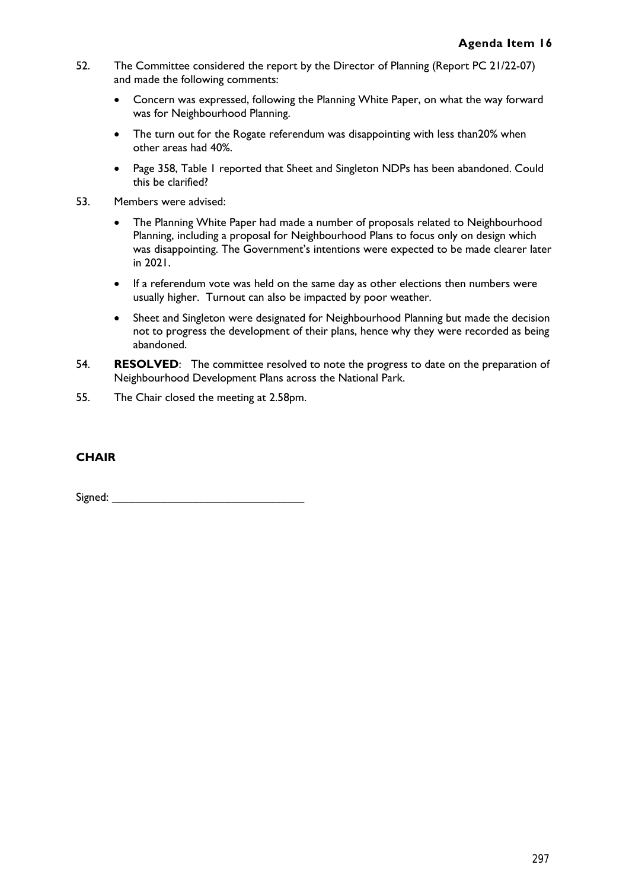52. The Committee considered the report by the Director of Planning (Report PC 21/22-07) and made the following comments:

    - Concern was expressed, following the Planning White Paper, on what the way forward was for Neighbourhood Planning.
    - The turn out for the Rogate referendum was disappointing with less than20% when other areas had 40%.
    - Page 358, Table 1 reported that Sheet and Singleton NDPs has been abandoned. Could this be clarified?

53. Members were advised:

    - The Planning White Paper had made a number of proposals related to Neighbourhood Planning, including a proposal for Neighbourhood Plans to focus only on design which was disappointing. The Government's intentions were expected to be made clearer later in 2021.
    - If a referendum vote was held on the same day as other elections then numbers were usually higher. Turnout can also be impacted by poor weather.
    - Sheet and Singleton were designated for Neighbourhood Planning but made the decision not to progress the development of their plans, hence why they were recorded as being abandoned.

54. **RESOLVED**: The committee resolved to note the progress to date on the preparation of Neighbourhood Development Plans across the National Park.

55. The Chair closed the meeting at 2.58pm.

**CHAIR**

Signed: ________________________________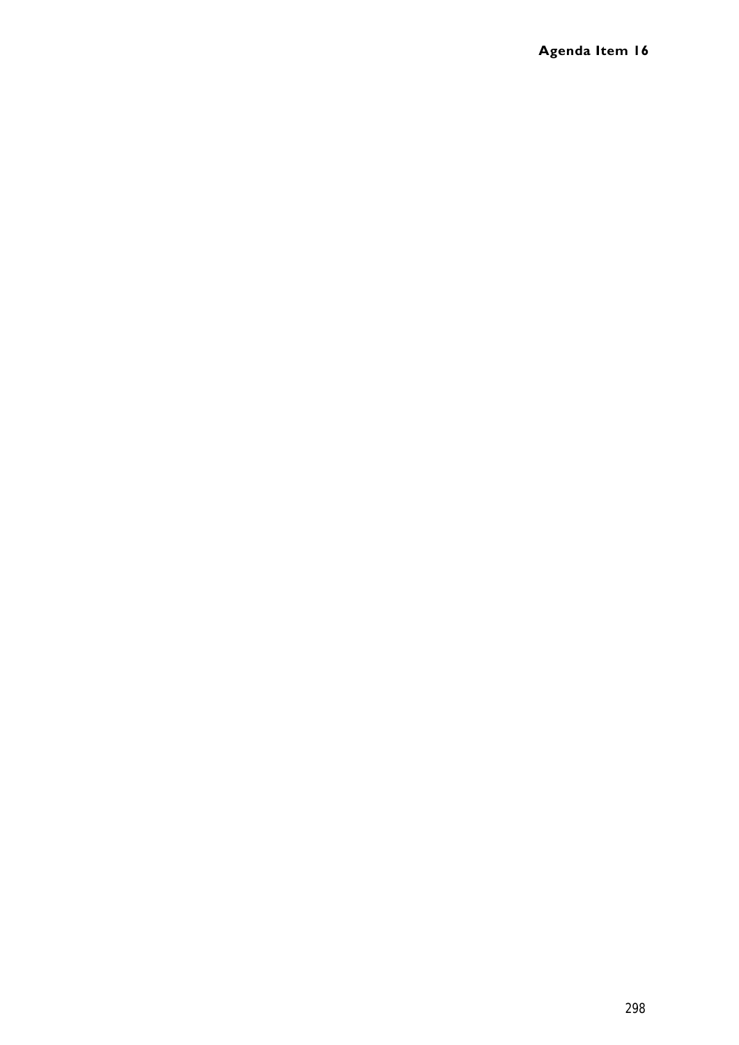**Agenda Item 16**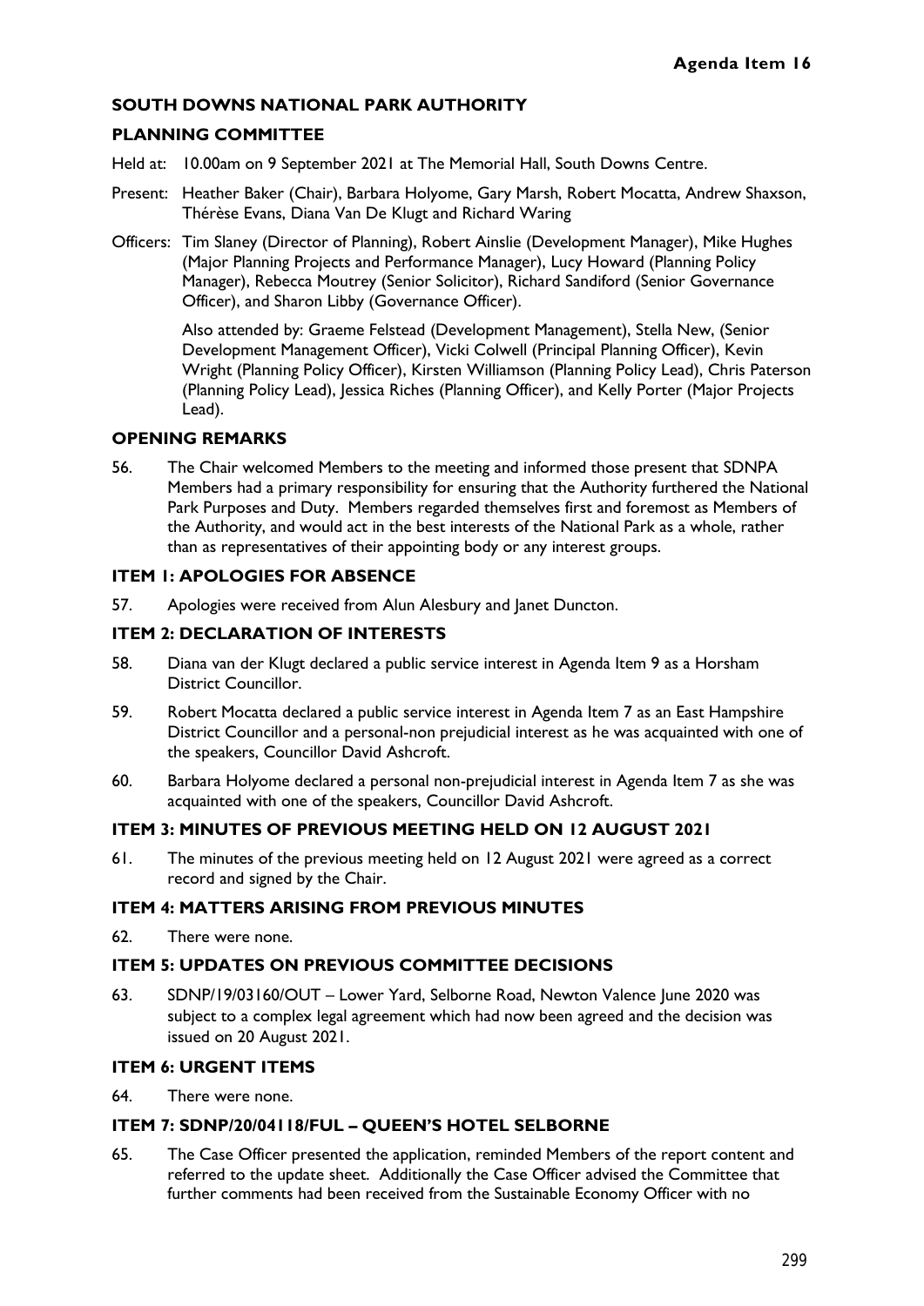**Agenda Item 16**

**SOUTH DOWNS NATIONAL PARK AUTHORITY**

**PLANNING COMMITTEE**

Held at: 10.00am on 9 September 2021 at The Memorial Hall, South Downs Centre.

Present: Heather Baker (Chair), Barbara Holyome, Gary Marsh, Robert Mocatta, Andrew Shaxson, Thérèse Evans, Diana Van De Klugt and Richard Waring

Officers: Tim Slaney (Director of Planning), Robert Ainslie (Development Manager), Mike Hughes (Major Planning Projects and Performance Manager), Lucy Howard (Planning Policy Manager), Rebecca Moutrey (Senior Solicitor), Richard Sandiford (Senior Governance Officer), and Sharon Libby (Governance Officer).

Also attended by: Graeme Felstead (Development Management), Stella New, (Senior Development Management Officer), Vicki Colwell (Principal Planning Officer), Kevin Wright (Planning Policy Officer), Kirsten Williamson (Planning Policy Lead), Chris Paterson (Planning Policy Lead), Jessica Riches (Planning Officer), and Kelly Porter (Major Projects Lead).

**OPENING REMARKS**

56. The Chair welcomed Members to the meeting and informed those present that SDNPA Members had a primary responsibility for ensuring that the Authority furthered the National Park Purposes and Duty. Members regarded themselves first and foremost as Members of the Authority, and would act in the best interests of the National Park as a whole, rather than as representatives of their appointing body or any interest groups.

**ITEM 1: APOLOGIES FOR ABSENCE**

57. Apologies were received from Alun Alesbury and Janet Duncton.

**ITEM 2: DECLARATION OF INTERESTS**

58. Diana van der Klugt declared a public service interest in Agenda Item 9 as a Horsham District Councillor.

59. Robert Mocatta declared a public service interest in Agenda Item 7 as an East Hampshire District Councillor and a personal-non prejudicial interest as he was acquainted with one of the speakers, Councillor David Ashcroft.

60. Barbara Holyome declared a personal non-prejudicial interest in Agenda Item 7 as she was acquainted with one of the speakers, Councillor David Ashcroft.

**ITEM 3: MINUTES OF PREVIOUS MEETING HELD ON 12 AUGUST 2021**

61. The minutes of the previous meeting held on 12 August 2021 were agreed as a correct record and signed by the Chair.

**ITEM 4: MATTERS ARISING FROM PREVIOUS MINUTES**

62. There were none.

**ITEM 5: UPDATES ON PREVIOUS COMMITTEE DECISIONS**

63. SDNP/19/03160/OUT – Lower Yard, Selborne Road, Newton Valence June 2020 was subject to a complex legal agreement which had now been agreed and the decision was issued on 20 August 2021.

**ITEM 6: URGENT ITEMS**

64. There were none.

**ITEM 7: SDNP/20/04118/FUL – QUEEN'S HOTEL SELBORNE**

65. The Case Officer presented the application, reminded Members of the report content and referred to the update sheet. Additionally the Case Officer advised the Committee that further comments had been received from the Sustainable Economy Officer with no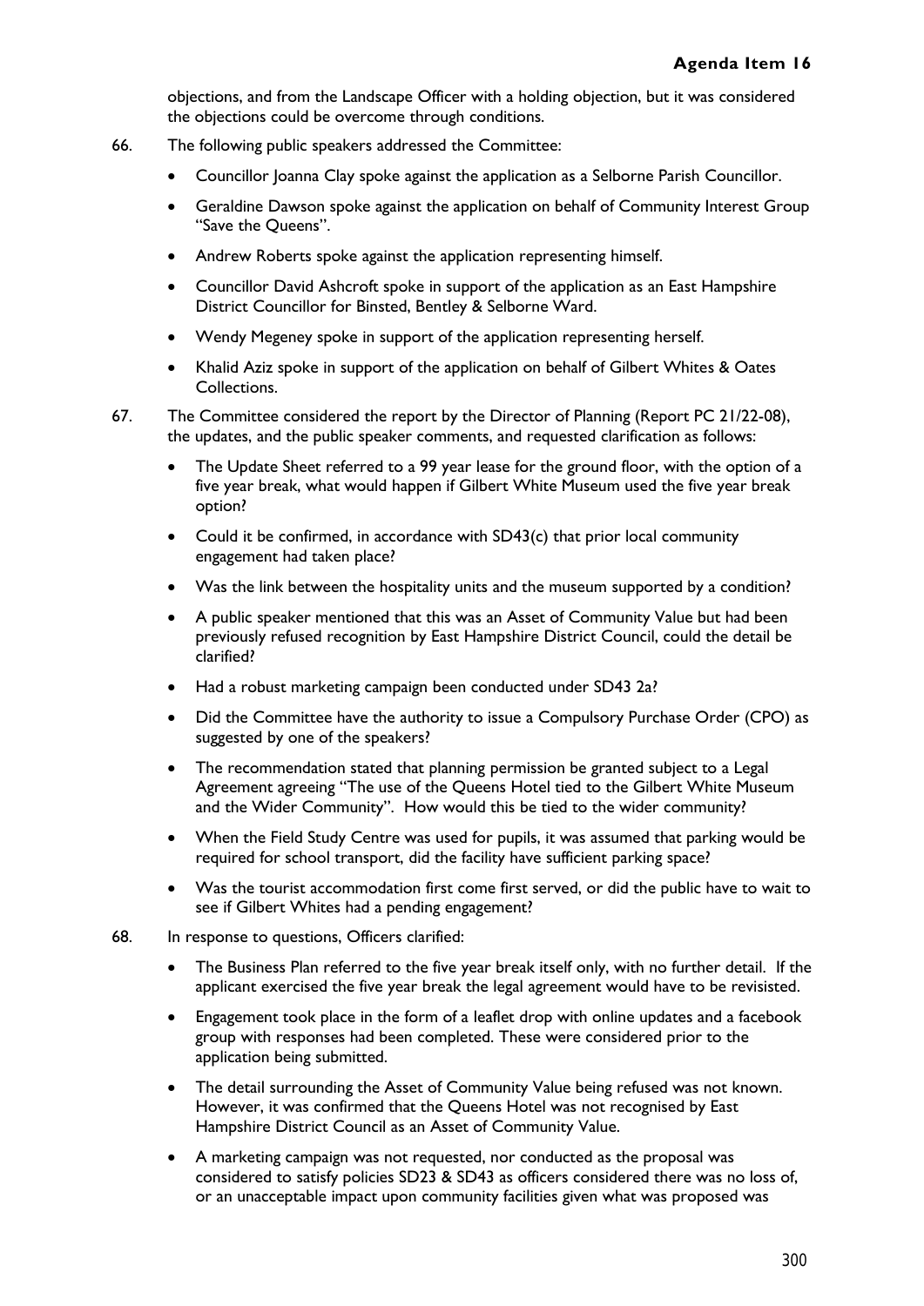objections, and from the Landscape Officer with a holding objection, but it was considered the objections could be overcome through conditions.

66. The following public speakers addressed the Committee:

    - Councillor Joanna Clay spoke against the application as a Selborne Parish Councillor.
    - Geraldine Dawson spoke against the application on behalf of Community Interest Group "Save the Queens".
    - Andrew Roberts spoke against the application representing himself.
    - Councillor David Ashcroft spoke in support of the application as an East Hampshire District Councillor for Binsted, Bentley & Selborne Ward.
    - Wendy Megeney spoke in support of the application representing herself.
    - Khalid Aziz spoke in support of the application on behalf of Gilbert Whites & Oates Collections.

67. The Committee considered the report by the Director of Planning (Report PC 21/22-08), the updates, and the public speaker comments, and requested clarification as follows:

    - The Update Sheet referred to a 99 year lease for the ground floor, with the option of a five year break, what would happen if Gilbert White Museum used the five year break option?
    - Could it be confirmed, in accordance with SD43(c) that prior local community engagement had taken place?
    - Was the link between the hospitality units and the museum supported by a condition?
    - A public speaker mentioned that this was an Asset of Community Value but had been previously refused recognition by East Hampshire District Council, could the detail be clarified?
    - Had a robust marketing campaign been conducted under SD43 2a?
    - Did the Committee have the authority to issue a Compulsory Purchase Order (CPO) as suggested by one of the speakers?
    - The recommendation stated that planning permission be granted subject to a Legal Agreement agreeing "The use of the Queens Hotel tied to the Gilbert White Museum and the Wider Community". How would this be tied to the wider community?
    - When the Field Study Centre was used for pupils, it was assumed that parking would be required for school transport, did the facility have sufficient parking space?
    - Was the tourist accommodation first come first served, or did the public have to wait to see if Gilbert Whites had a pending engagement?

68. In response to questions, Officers clarified:

    - The Business Plan referred to the five year break itself only, with no further detail. If the applicant exercised the five year break the legal agreement would have to be revisisted.
    - Engagement took place in the form of a leaflet drop with online updates and a facebook group with responses had been completed. These were considered prior to the application being submitted.
    - The detail surrounding the Asset of Community Value being refused was not known. However, it was confirmed that the Queens Hotel was not recognised by East Hampshire District Council as an Asset of Community Value.
    - A marketing campaign was not requested, nor conducted as the proposal was considered to satisfy policies SD23 & SD43 as officers considered there was no loss of, or an unacceptable impact upon community facilities given what was proposed was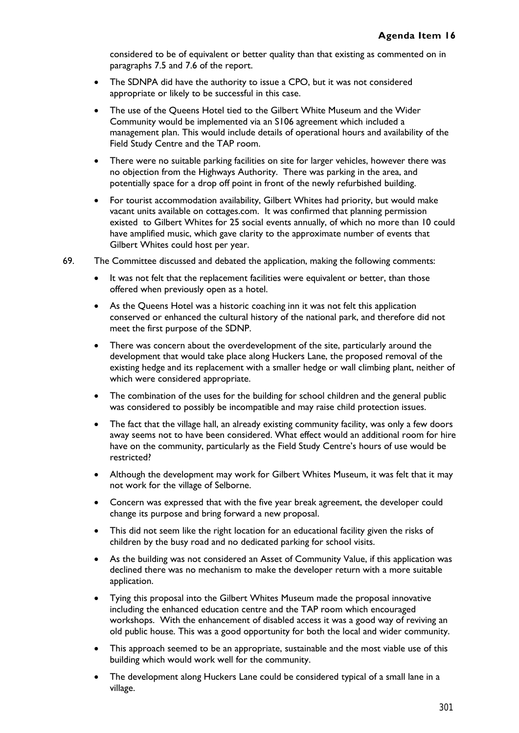considered to be of equivalent or better quality than that existing as commented on in paragraphs 7.5 and 7.6 of the report.

- The SDNPA did have the authority to issue a CPO, but it was not considered appropriate or likely to be successful in this case.
- The use of the Queens Hotel tied to the Gilbert White Museum and the Wider Community would be implemented via an S106 agreement which included a management plan. This would include details of operational hours and availability of the Field Study Centre and the TAP room.
- There were no suitable parking facilities on site for larger vehicles, however there was no objection from the Highways Authority. There was parking in the area, and potentially space for a drop off point in front of the newly refurbished building.
- For tourist accommodation availability, Gilbert Whites had priority, but would make vacant units available on cottages.com. It was confirmed that planning permission existed to Gilbert Whites for 25 social events annually, of which no more than 10 could have amplified music, which gave clarity to the approximate number of events that Gilbert Whites could host per year.

69. The Committee discussed and debated the application, making the following comments:

- It was not felt that the replacement facilities were equivalent or better, than those offered when previously open as a hotel.
- As the Queens Hotel was a historic coaching inn it was not felt this application conserved or enhanced the cultural history of the national park, and therefore did not meet the first purpose of the SDNP.
- There was concern about the overdevelopment of the site, particularly around the development that would take place along Huckers Lane, the proposed removal of the existing hedge and its replacement with a smaller hedge or wall climbing plant, neither of which were considered appropriate.
- The combination of the uses for the building for school children and the general public was considered to possibly be incompatible and may raise child protection issues.
- The fact that the village hall, an already existing community facility, was only a few doors away seems not to have been considered. What effect would an additional room for hire have on the community, particularly as the Field Study Centre's hours of use would be restricted?
- Although the development may work for Gilbert Whites Museum, it was felt that it may not work for the village of Selborne.
- Concern was expressed that with the five year break agreement, the developer could change its purpose and bring forward a new proposal.
- This did not seem like the right location for an educational facility given the risks of children by the busy road and no dedicated parking for school visits.
- As the building was not considered an Asset of Community Value, if this application was declined there was no mechanism to make the developer return with a more suitable application.
- Tying this proposal into the Gilbert Whites Museum made the proposal innovative including the enhanced education centre and the TAP room which encouraged workshops. With the enhancement of disabled access it was a good way of reviving an old public house. This was a good opportunity for both the local and wider community.
- This approach seemed to be an appropriate, sustainable and the most viable use of this building which would work well for the community.
- The development along Huckers Lane could be considered typical of a small lane in a village.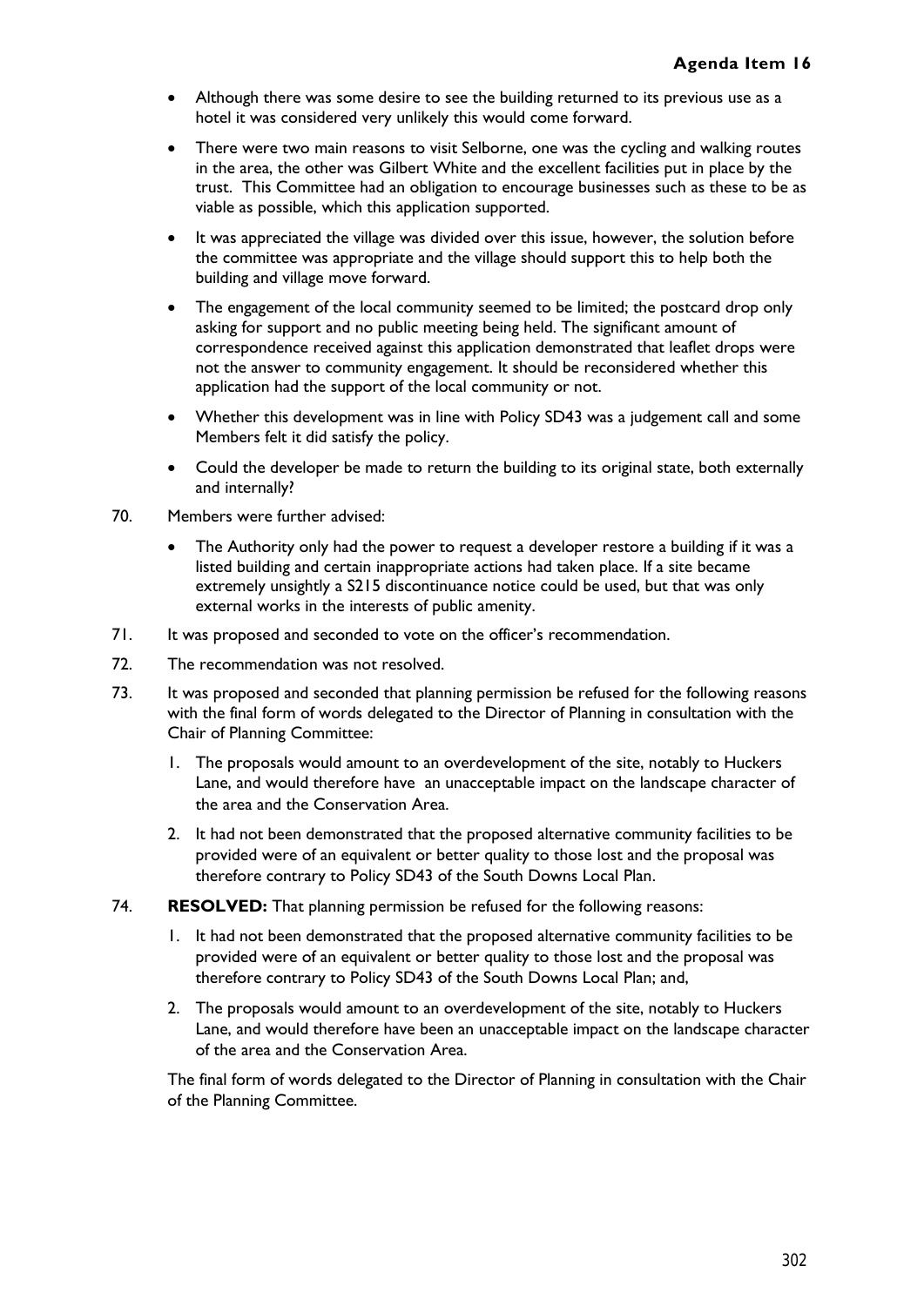- Although there was some desire to see the building returned to its previous use as a hotel it was considered very unlikely this would come forward.
- There were two main reasons to visit Selborne, one was the cycling and walking routes in the area, the other was Gilbert White and the excellent facilities put in place by the trust. This Committee had an obligation to encourage businesses such as these to be as viable as possible, which this application supported.
- It was appreciated the village was divided over this issue, however, the solution before the committee was appropriate and the village should support this to help both the building and village move forward.
- The engagement of the local community seemed to be limited; the postcard drop only asking for support and no public meeting being held. The significant amount of correspondence received against this application demonstrated that leaflet drops were not the answer to community engagement. It should be reconsidered whether this application had the support of the local community or not.
- Whether this development was in line with Policy SD43 was a judgement call and some Members felt it did satisfy the policy.
- Could the developer be made to return the building to its original state, both externally and internally?

70. Members were further advised:

- The Authority only had the power to request a developer restore a building if it was a listed building and certain inappropriate actions had taken place. If a site became extremely unsightly a S215 discontinuance notice could be used, but that was only external works in the interests of public amenity.

71. It was proposed and seconded to vote on the officer's recommendation.

72. The recommendation was not resolved.

73. It was proposed and seconded that planning permission be refused for the following reasons with the final form of words delegated to the Director of Planning in consultation with the Chair of Planning Committee:

    1. The proposals would amount to an overdevelopment of the site, notably to Huckers Lane, and would therefore have an unacceptable impact on the landscape character of the area and the Conservation Area.
    2. It had not been demonstrated that the proposed alternative community facilities to be provided were of an equivalent or better quality to those lost and the proposal was therefore contrary to Policy SD43 of the South Downs Local Plan.

74. **RESOLVED:** That planning permission be refused for the following reasons:

    1. It had not been demonstrated that the proposed alternative community facilities to be provided were of an equivalent or better quality to those lost and the proposal was therefore contrary to Policy SD43 of the South Downs Local Plan; and,
    2. The proposals would amount to an overdevelopment of the site, notably to Huckers Lane, and would therefore have been an unacceptable impact on the landscape character of the area and the Conservation Area.

    The final form of words delegated to the Director of Planning in consultation with the Chair of the Planning Committee.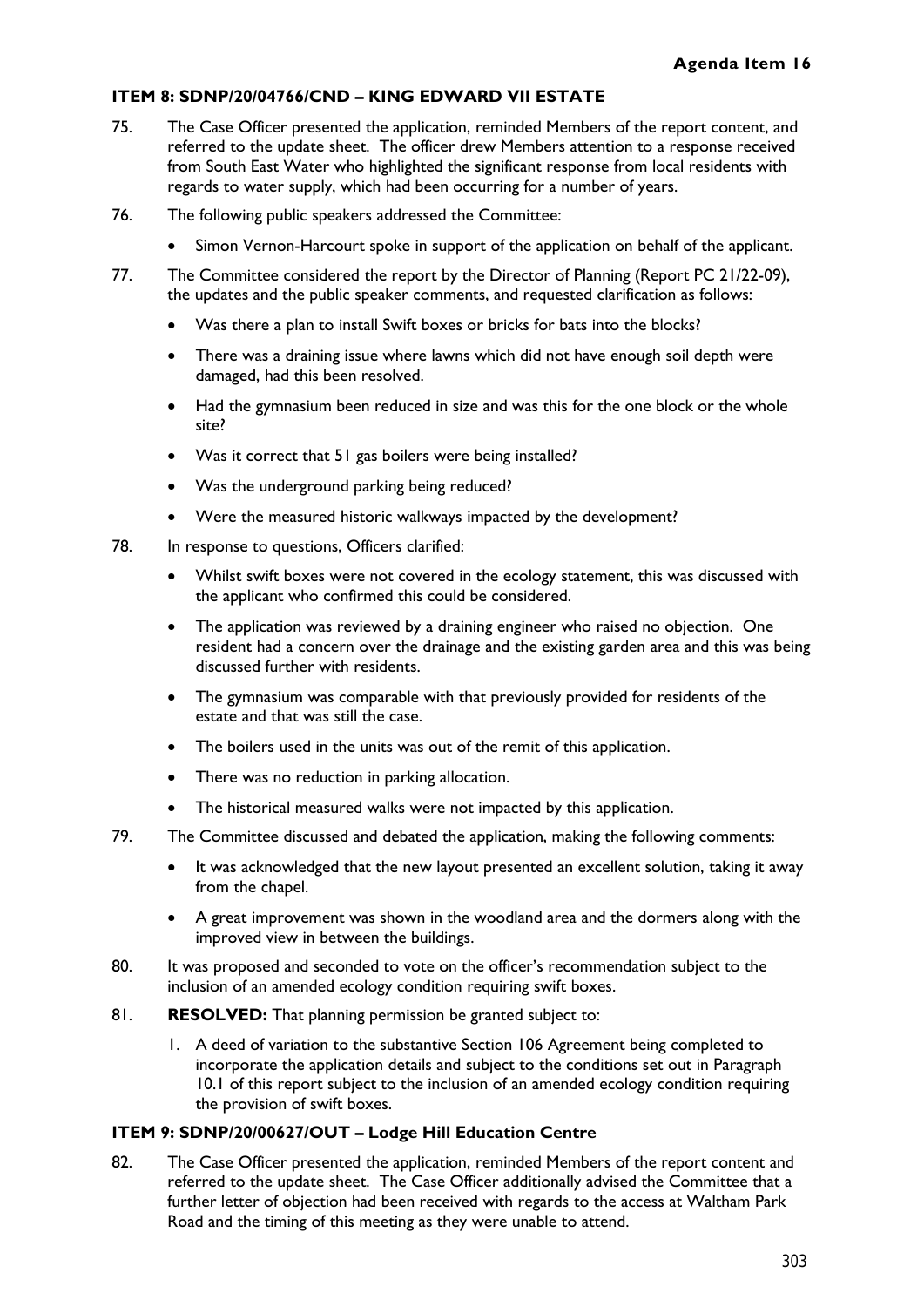**Agenda Item 16**

### ITEM 8: SDNP/20/04766/CND – KING EDWARD VII ESTATE

75. The Case Officer presented the application, reminded Members of the report content, and referred to the update sheet. The officer drew Members attention to a response received from South East Water who highlighted the significant response from local residents with regards to water supply, which had been occurring for a number of years.

76. The following public speakers addressed the Committee:
    - Simon Vernon-Harcourt spoke in support of the application on behalf of the applicant.

77. The Committee considered the report by the Director of Planning (Report PC 21/22-09), the updates and the public speaker comments, and requested clarification as follows:
    - Was there a plan to install Swift boxes or bricks for bats into the blocks?
    - There was a draining issue where lawns which did not have enough soil depth were damaged, had this been resolved.
    - Had the gymnasium been reduced in size and was this for the one block or the whole site?
    - Was it correct that 51 gas boilers were being installed?
    - Was the underground parking being reduced?
    - Were the measured historic walkways impacted by the development?

78. In response to questions, Officers clarified:
    - Whilst swift boxes were not covered in the ecology statement, this was discussed with the applicant who confirmed this could be considered.
    - The application was reviewed by a draining engineer who raised no objection. One resident had a concern over the drainage and the existing garden area and this was being discussed further with residents.
    - The gymnasium was comparable with that previously provided for residents of the estate and that was still the case.
    - The boilers used in the units was out of the remit of this application.
    - There was no reduction in parking allocation.
    - The historical measured walks were not impacted by this application.

79. The Committee discussed and debated the application, making the following comments:
    - It was acknowledged that the new layout presented an excellent solution, taking it away from the chapel.
    - A great improvement was shown in the woodland area and the dormers along with the improved view in between the buildings.

80. It was proposed and seconded to vote on the officer's recommendation subject to the inclusion of an amended ecology condition requiring swift boxes.

81. **RESOLVED:** That planning permission be granted subject to:
    1. A deed of variation to the substantive Section 106 Agreement being completed to incorporate the application details and subject to the conditions set out in Paragraph 10.1 of this report subject to the inclusion of an amended ecology condition requiring the provision of swift boxes.

### ITEM 9: SDNP/20/00627/OUT – Lodge Hill Education Centre

82. The Case Officer presented the application, reminded Members of the report content and referred to the update sheet. The Case Officer additionally advised the Committee that a further letter of objection had been received with regards to the access at Waltham Park Road and the timing of this meeting as they were unable to attend.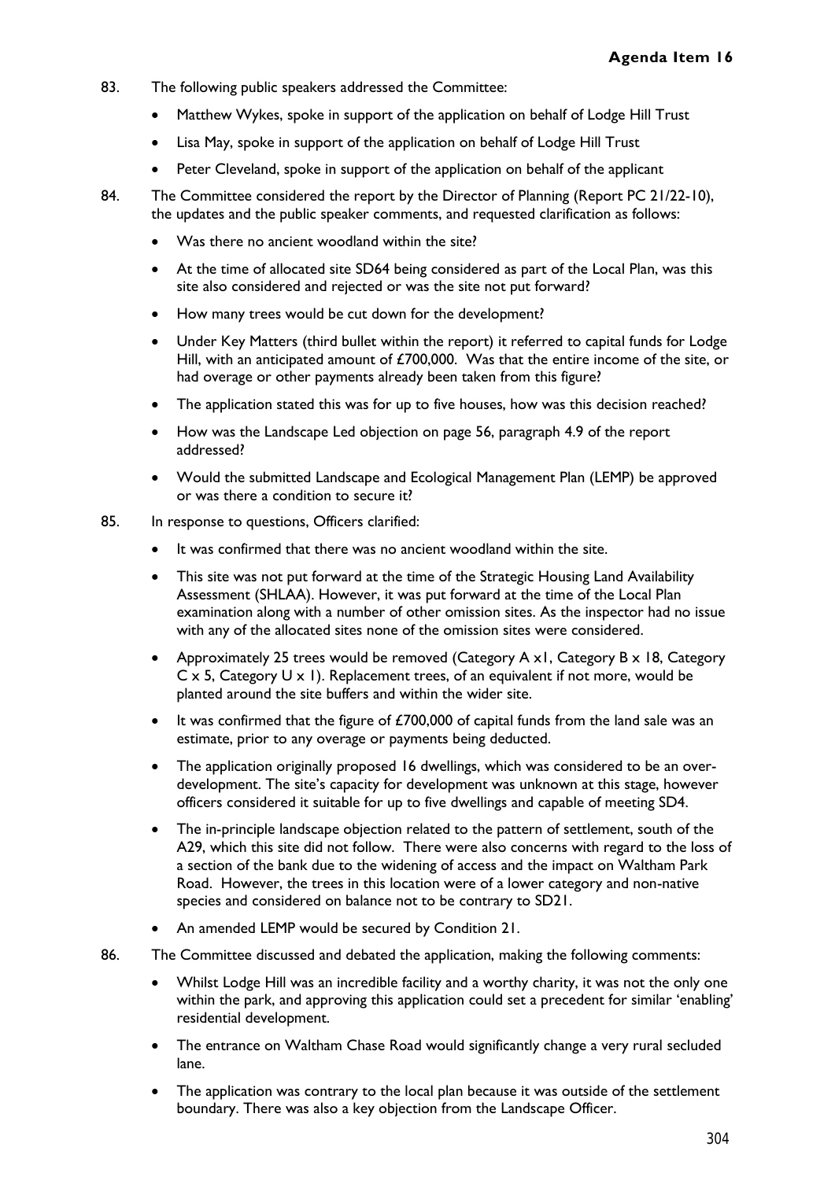83. The following public speakers addressed the Committee:

- Matthew Wykes, spoke in support of the application on behalf of Lodge Hill Trust
- Lisa May, spoke in support of the application on behalf of Lodge Hill Trust
- Peter Cleveland, spoke in support of the application on behalf of the applicant

84. The Committee considered the report by the Director of Planning (Report PC 21/22-10), the updates and the public speaker comments, and requested clarification as follows:

- Was there no ancient woodland within the site?
- At the time of allocated site SD64 being considered as part of the Local Plan, was this site also considered and rejected or was the site not put forward?
- How many trees would be cut down for the development?
- Under Key Matters (third bullet within the report) it referred to capital funds for Lodge Hill, with an anticipated amount of £700,000. Was that the entire income of the site, or had overage or other payments already been taken from this figure?
- The application stated this was for up to five houses, how was this decision reached?
- How was the Landscape Led objection on page 56, paragraph 4.9 of the report addressed?
- Would the submitted Landscape and Ecological Management Plan (LEMP) be approved or was there a condition to secure it?

85. In response to questions, Officers clarified:

- It was confirmed that there was no ancient woodland within the site.
- This site was not put forward at the time of the Strategic Housing Land Availability Assessment (SHLAA). However, it was put forward at the time of the Local Plan examination along with a number of other omission sites. As the inspector had no issue with any of the allocated sites none of the omission sites were considered.
- Approximately 25 trees would be removed (Category A x1, Category B x 18, Category C x 5, Category U x 1). Replacement trees, of an equivalent if not more, would be planted around the site buffers and within the wider site.
- It was confirmed that the figure of £700,000 of capital funds from the land sale was an estimate, prior to any overage or payments being deducted.
- The application originally proposed 16 dwellings, which was considered to be an over-development. The site's capacity for development was unknown at this stage, however officers considered it suitable for up to five dwellings and capable of meeting SD4.
- The in-principle landscape objection related to the pattern of settlement, south of the A29, which this site did not follow. There were also concerns with regard to the loss of a section of the bank due to the widening of access and the impact on Waltham Park Road. However, the trees in this location were of a lower category and non-native species and considered on balance not to be contrary to SD21.
- An amended LEMP would be secured by Condition 21.

86. The Committee discussed and debated the application, making the following comments:

- Whilst Lodge Hill was an incredible facility and a worthy charity, it was not the only one within the park, and approving this application could set a precedent for similar 'enabling' residential development.
- The entrance on Waltham Chase Road would significantly change a very rural secluded lane.
- The application was contrary to the local plan because it was outside of the settlement boundary. There was also a key objection from the Landscape Officer.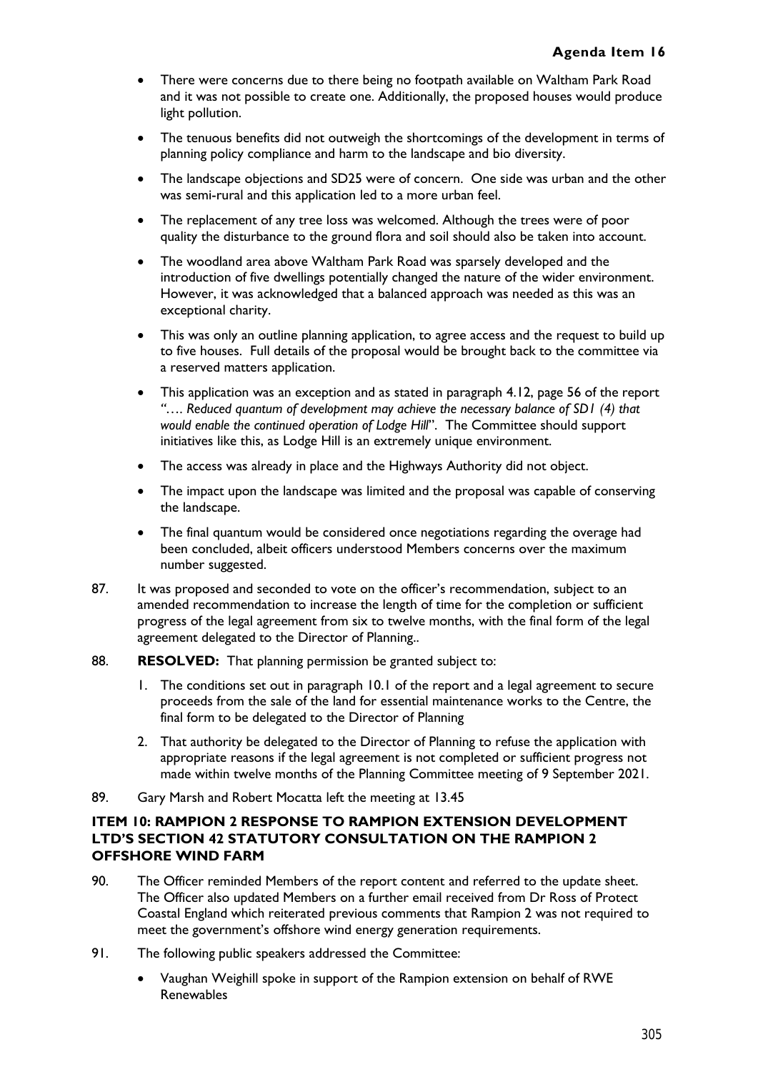- There were concerns due to there being no footpath available on Waltham Park Road and it was not possible to create one. Additionally, the proposed houses would produce light pollution.
- The tenuous benefits did not outweigh the shortcomings of the development in terms of planning policy compliance and harm to the landscape and bio diversity.
- The landscape objections and SD25 were of concern. One side was urban and the other was semi-rural and this application led to a more urban feel.
- The replacement of any tree loss was welcomed. Although the trees were of poor quality the disturbance to the ground flora and soil should also be taken into account.
- The woodland area above Waltham Park Road was sparsely developed and the introduction of five dwellings potentially changed the nature of the wider environment. However, it was acknowledged that a balanced approach was needed as this was an exceptional charity.
- This was only an outline planning application, to agree access and the request to build up to five houses. Full details of the proposal would be brought back to the committee via a reserved matters application.
- This application was an exception and as stated in paragraph 4.12, page 56 of the report *"…. Reduced quantum of development may achieve the necessary balance of SD1 (4) that would enable the continued operation of Lodge Hill".* The Committee should support initiatives like this, as Lodge Hill is an extremely unique environment.
- The access was already in place and the Highways Authority did not object.
- The impact upon the landscape was limited and the proposal was capable of conserving the landscape.
- The final quantum would be considered once negotiations regarding the overage had been concluded, albeit officers understood Members concerns over the maximum number suggested.

87. It was proposed and seconded to vote on the officer's recommendation, subject to an amended recommendation to increase the length of time for the completion or sufficient progress of the legal agreement from six to twelve months, with the final form of the legal agreement delegated to the Director of Planning..

88. **RESOLVED:** That planning permission be granted subject to:

    1. The conditions set out in paragraph 10.1 of the report and a legal agreement to secure proceeds from the sale of the land for essential maintenance works to the Centre, the final form to be delegated to the Director of Planning
    2. That authority be delegated to the Director of Planning to refuse the application with appropriate reasons if the legal agreement is not completed or sufficient progress not made within twelve months of the Planning Committee meeting of 9 September 2021.

89. Gary Marsh and Robert Mocatta left the meeting at 13.45

**ITEM 10: RAMPION 2 RESPONSE TO RAMPION EXTENSION DEVELOPMENT LTD'S SECTION 42 STATUTORY CONSULTATION ON THE RAMPION 2 OFFSHORE WIND FARM**

90. The Officer reminded Members of the report content and referred to the update sheet. The Officer also updated Members on a further email received from Dr Ross of Protect Coastal England which reiterated previous comments that Rampion 2 was not required to meet the government's offshore wind energy generation requirements.

91. The following public speakers addressed the Committee:

    - Vaughan Weighill spoke in support of the Rampion extension on behalf of RWE Renewables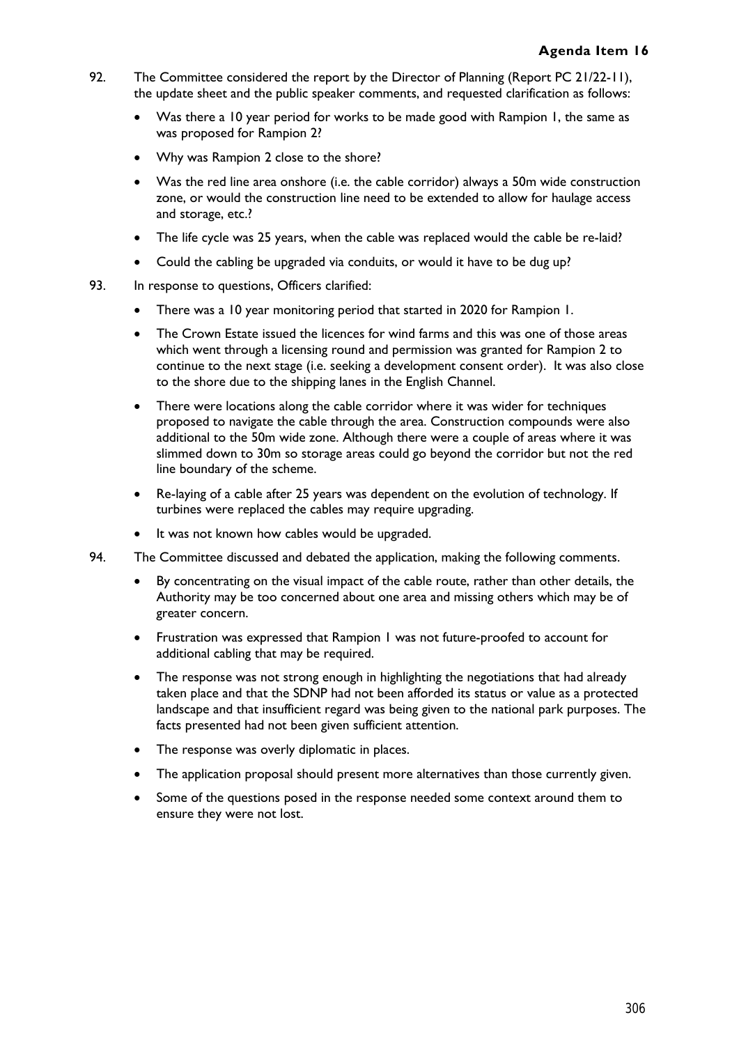92. The Committee considered the report by the Director of Planning (Report PC 21/22-11), the update sheet and the public speaker comments, and requested clarification as follows:

    - Was there a 10 year period for works to be made good with Rampion 1, the same as was proposed for Rampion 2?
    - Why was Rampion 2 close to the shore?
    - Was the red line area onshore (i.e. the cable corridor) always a 50m wide construction zone, or would the construction line need to be extended to allow for haulage access and storage, etc.?
    - The life cycle was 25 years, when the cable was replaced would the cable be re-laid?
    - Could the cabling be upgraded via conduits, or would it have to be dug up?

93. In response to questions, Officers clarified:

    - There was a 10 year monitoring period that started in 2020 for Rampion 1.
    - The Crown Estate issued the licences for wind farms and this was one of those areas which went through a licensing round and permission was granted for Rampion 2 to continue to the next stage (i.e. seeking a development consent order). It was also close to the shore due to the shipping lanes in the English Channel.
    - There were locations along the cable corridor where it was wider for techniques proposed to navigate the cable through the area. Construction compounds were also additional to the 50m wide zone. Although there were a couple of areas where it was slimmed down to 30m so storage areas could go beyond the corridor but not the red line boundary of the scheme.
    - Re-laying of a cable after 25 years was dependent on the evolution of technology. If turbines were replaced the cables may require upgrading.
    - It was not known how cables would be upgraded.

94. The Committee discussed and debated the application, making the following comments.

    - By concentrating on the visual impact of the cable route, rather than other details, the Authority may be too concerned about one area and missing others which may be of greater concern.
    - Frustration was expressed that Rampion 1 was not future-proofed to account for additional cabling that may be required.
    - The response was not strong enough in highlighting the negotiations that had already taken place and that the SDNP had not been afforded its status or value as a protected landscape and that insufficient regard was being given to the national park purposes. The facts presented had not been given sufficient attention.
    - The response was overly diplomatic in places.
    - The application proposal should present more alternatives than those currently given.
    - Some of the questions posed in the response needed some context around them to ensure they were not lost.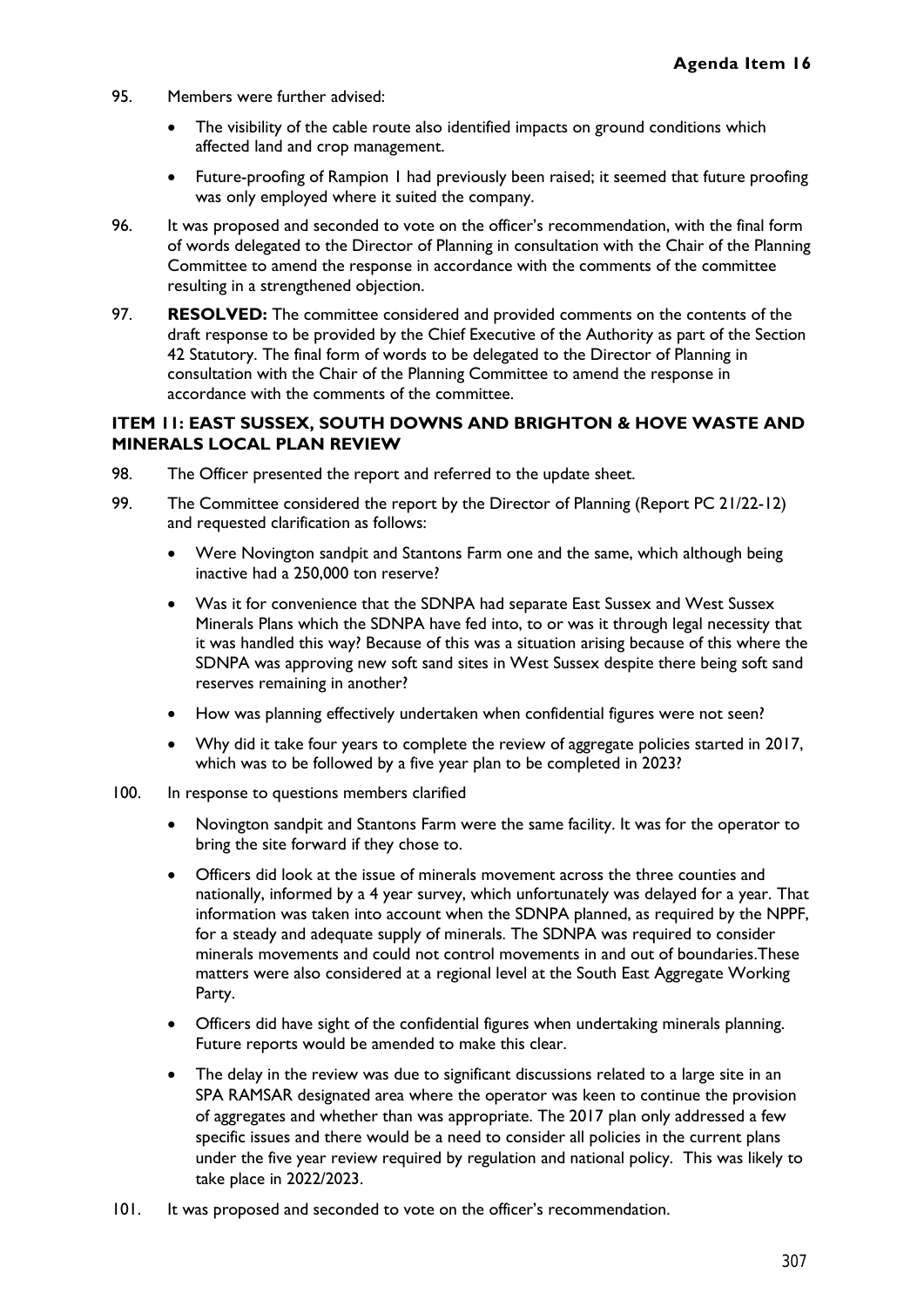95. Members were further advised:

- The visibility of the cable route also identified impacts on ground conditions which affected land and crop management.
- Future-proofing of Rampion 1 had previously been raised; it seemed that future proofing was only employed where it suited the company.

96. It was proposed and seconded to vote on the officer's recommendation, with the final form of words delegated to the Director of Planning in consultation with the Chair of the Planning Committee to amend the response in accordance with the comments of the committee resulting in a strengthened objection.

97. **RESOLVED:** The committee considered and provided comments on the contents of the draft response to be provided by the Chief Executive of the Authority as part of the Section 42 Statutory. The final form of words to be delegated to the Director of Planning in consultation with the Chair of the Planning Committee to amend the response in accordance with the comments of the committee.

### ITEM 11: EAST SUSSEX, SOUTH DOWNS AND BRIGHTON & HOVE WASTE AND MINERALS LOCAL PLAN REVIEW

98. The Officer presented the report and referred to the update sheet.

99. The Committee considered the report by the Director of Planning (Report PC 21/22-12) and requested clarification as follows:

- Were Novington sandpit and Stantons Farm one and the same, which although being inactive had a 250,000 ton reserve?
- Was it for convenience that the SDNPA had separate East Sussex and West Sussex Minerals Plans which the SDNPA have fed into, to or was it through legal necessity that it was handled this way? Because of this was a situation arising because of this where the SDNPA was approving new soft sand sites in West Sussex despite there being soft sand reserves remaining in another?
- How was planning effectively undertaken when confidential figures were not seen?
- Why did it take four years to complete the review of aggregate policies started in 2017, which was to be followed by a five year plan to be completed in 2023?

100. In response to questions members clarified

- Novington sandpit and Stantons Farm were the same facility. It was for the operator to bring the site forward if they chose to.
- Officers did look at the issue of minerals movement across the three counties and nationally, informed by a 4 year survey, which unfortunately was delayed for a year. That information was taken into account when the SDNPA planned, as required by the NPPF, for a steady and adequate supply of minerals. The SDNPA was required to consider minerals movements and could not control movements in and out of boundaries.These matters were also considered at a regional level at the South East Aggregate Working Party.
- Officers did have sight of the confidential figures when undertaking minerals planning. Future reports would be amended to make this clear.
- The delay in the review was due to significant discussions related to a large site in an SPA RAMSAR designated area where the operator was keen to continue the provision of aggregates and whether than was appropriate. The 2017 plan only addressed a few specific issues and there would be a need to consider all policies in the current plans under the five year review required by regulation and national policy. This was likely to take place in 2022/2023.

101. It was proposed and seconded to vote on the officer's recommendation.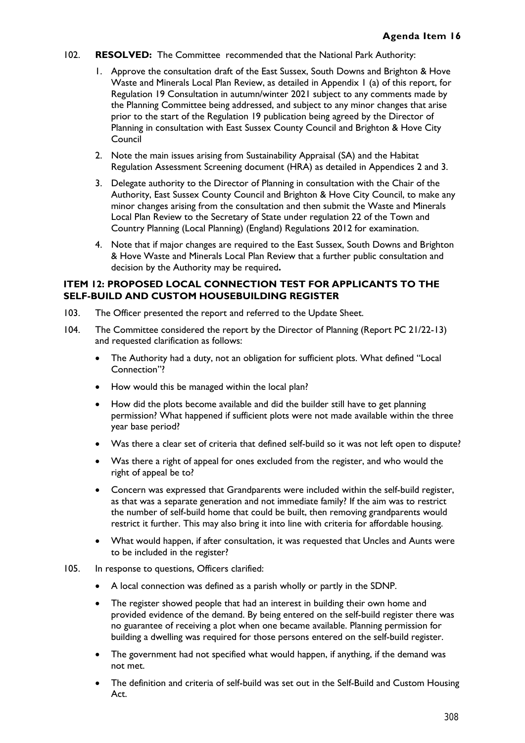102. **RESOLVED:** The Committee recommended that the National Park Authority:

   1. Approve the consultation draft of the East Sussex, South Downs and Brighton & Hove Waste and Minerals Local Plan Review, as detailed in Appendix 1 (a) of this report, for Regulation 19 Consultation in autumn/winter 2021 subject to any comments made by the Planning Committee being addressed, and subject to any minor changes that arise prior to the start of the Regulation 19 publication being agreed by the Director of Planning in consultation with East Sussex County Council and Brighton & Hove City Council

   2. Note the main issues arising from Sustainability Appraisal (SA) and the Habitat Regulation Assessment Screening document (HRA) as detailed in Appendices 2 and 3.

   3. Delegate authority to the Director of Planning in consultation with the Chair of the Authority, East Sussex County Council and Brighton & Hove City Council, to make any minor changes arising from the consultation and then submit the Waste and Minerals Local Plan Review to the Secretary of State under regulation 22 of the Town and Country Planning (Local Planning) (England) Regulations 2012 for examination.

   4. Note that if major changes are required to the East Sussex, South Downs and Brighton & Hove Waste and Minerals Local Plan Review that a further public consultation and decision by the Authority may be required**.**

### ITEM 12: PROPOSED LOCAL CONNECTION TEST FOR APPLICANTS TO THE SELF-BUILD AND CUSTOM HOUSEBUILDING REGISTER

103. The Officer presented the report and referred to the Update Sheet.

104. The Committee considered the report by the Director of Planning (Report PC 21/22-13) and requested clarification as follows:

   - The Authority had a duty, not an obligation for sufficient plots. What defined "Local Connection"?
   - How would this be managed within the local plan?
   - How did the plots become available and did the builder still have to get planning permission? What happened if sufficient plots were not made available within the three year base period?
   - Was there a clear set of criteria that defined self-build so it was not left open to dispute?
   - Was there a right of appeal for ones excluded from the register, and who would the right of appeal be to?
   - Concern was expressed that Grandparents were included within the self-build register, as that was a separate generation and not immediate family? If the aim was to restrict the number of self-build home that could be built, then removing grandparents would restrict it further. This may also bring it into line with criteria for affordable housing.
   - What would happen, if after consultation, it was requested that Uncles and Aunts were to be included in the register?

105. In response to questions, Officers clarified:

   - A local connection was defined as a parish wholly or partly in the SDNP.
   - The register showed people that had an interest in building their own home and provided evidence of the demand. By being entered on the self-build register there was no guarantee of receiving a plot when one became available. Planning permission for building a dwelling was required for those persons entered on the self-build register.
   - The government had not specified what would happen, if anything, if the demand was not met.
   - The definition and criteria of self-build was set out in the Self-Build and Custom Housing Act.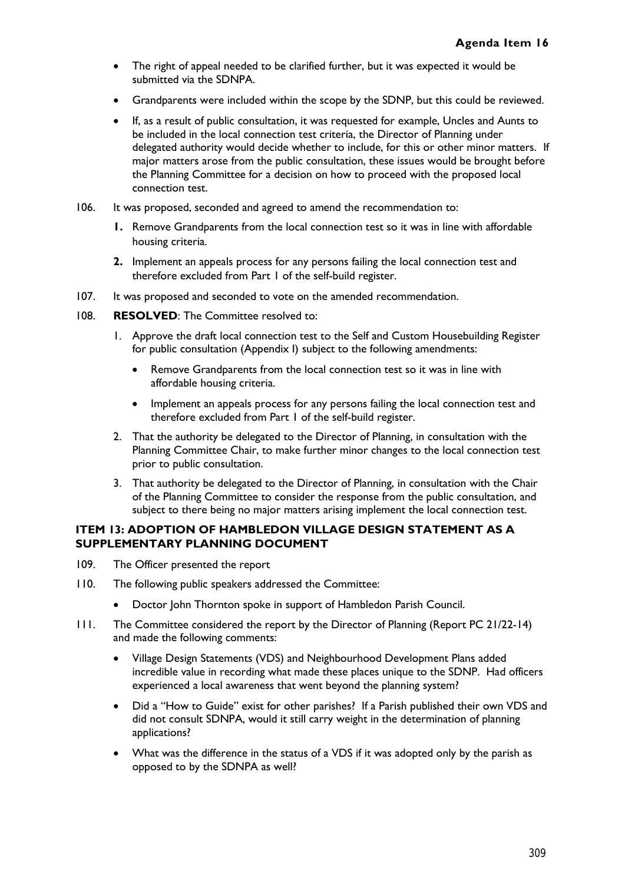- The right of appeal needed to be clarified further, but it was expected it would be submitted via the SDNPA.
- Grandparents were included within the scope by the SDNP, but this could be reviewed.
- If, as a result of public consultation, it was requested for example, Uncles and Aunts to be included in the local connection test criteria, the Director of Planning under delegated authority would decide whether to include, for this or other minor matters. If major matters arose from the public consultation, these issues would be brought before the Planning Committee for a decision on how to proceed with the proposed local connection test.

106. It was proposed, seconded and agreed to amend the recommendation to:

 **1.** Remove Grandparents from the local connection test so it was in line with affordable housing criteria.

 **2.** Implement an appeals process for any persons failing the local connection test and therefore excluded from Part 1 of the self-build register.

107. It was proposed and seconded to vote on the amended recommendation.

108. **RESOLVED**: The Committee resolved to:

 1. Approve the draft local connection test to the Self and Custom Housebuilding Register for public consultation (Appendix I) subject to the following amendments:
    - Remove Grandparents from the local connection test so it was in line with affordable housing criteria.
    - Implement an appeals process for any persons failing the local connection test and therefore excluded from Part 1 of the self-build register.
 2. That the authority be delegated to the Director of Planning, in consultation with the Planning Committee Chair, to make further minor changes to the local connection test prior to public consultation.
 3. That authority be delegated to the Director of Planning, in consultation with the Chair of the Planning Committee to consider the response from the public consultation, and subject to there being no major matters arising implement the local connection test.

### ITEM 13: ADOPTION OF HAMBLEDON VILLAGE DESIGN STATEMENT AS A SUPPLEMENTARY PLANNING DOCUMENT

109. The Officer presented the report

110. The following public speakers addressed the Committee:

 - Doctor John Thornton spoke in support of Hambledon Parish Council.

111. The Committee considered the report by the Director of Planning (Report PC 21/22-14) and made the following comments:

 - Village Design Statements (VDS) and Neighbourhood Development Plans added incredible value in recording what made these places unique to the SDNP. Had officers experienced a local awareness that went beyond the planning system?
 - Did a "How to Guide" exist for other parishes? If a Parish published their own VDS and did not consult SDNPA, would it still carry weight in the determination of planning applications?
 - What was the difference in the status of a VDS if it was adopted only by the parish as opposed to by the SDNPA as well?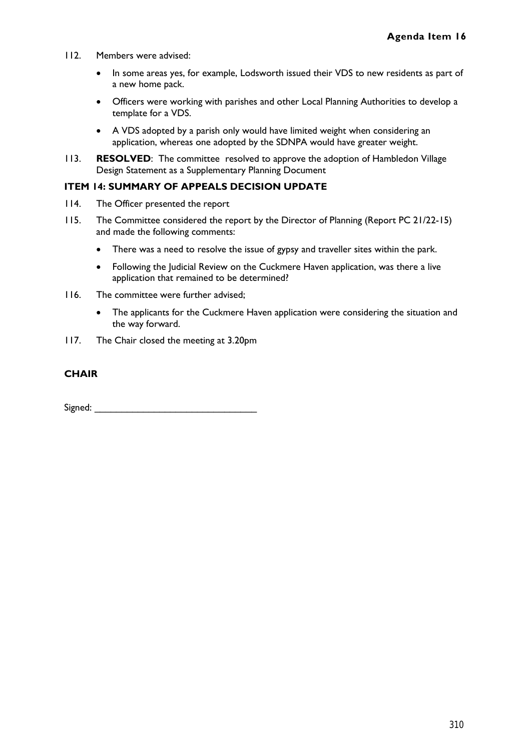112. Members were advised:

- In some areas yes, for example, Lodsworth issued their VDS to new residents as part of a new home pack.
- Officers were working with parishes and other Local Planning Authorities to develop a template for a VDS.
- A VDS adopted by a parish only would have limited weight when considering an application, whereas one adopted by the SDNPA would have greater weight.

113. **RESOLVED**: The committee resolved to approve the adoption of Hambledon Village Design Statement as a Supplementary Planning Document

### ITEM 14: SUMMARY OF APPEALS DECISION UPDATE

114. The Officer presented the report

115. The Committee considered the report by the Director of Planning (Report PC 21/22-15) and made the following comments:

- There was a need to resolve the issue of gypsy and traveller sites within the park.
- Following the Judicial Review on the Cuckmere Haven application, was there a live application that remained to be determined?

116. The committee were further advised;

- The applicants for the Cuckmere Haven application were considering the situation and the way forward.

117. The Chair closed the meeting at 3.20pm

**CHAIR**

Signed: ________________________________